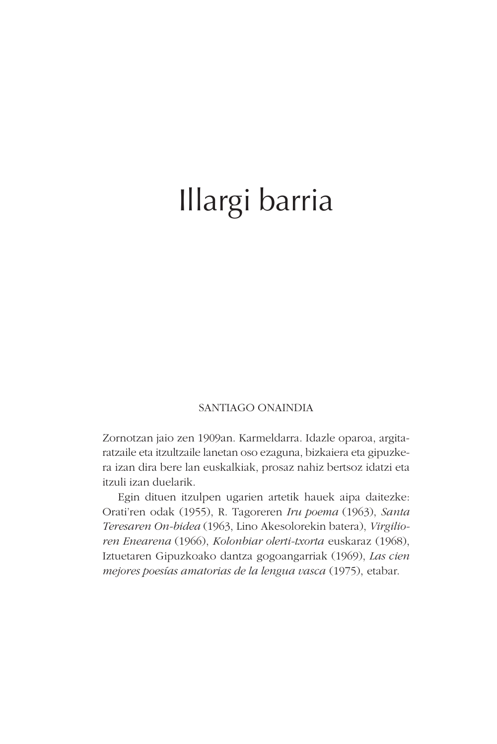# Illargi barria

SANTIAGO ONAINDIA

Zornotzan jaio zen 1909an. Karmeldarra. Idazle oparoa, argitaratzaile eta itzultzaile lanetan oso ezaguna, bizkaiera eta gipuzkera izan dira bere lan euskalkiak, prosaz nahiz bertsoz idatzi eta itzuli izan duelarik.

Egin dituen itzulpen ugarien artetik hauek aipa daitezke: Orati'ren odak (1955), R. Tagoreren *Iru poema* (1963), *Santa Teresaren On-bidea* (1963, Lino Akesolorekin batera), *Virgilioren Enearena* (1966), *Kolonbiar olerti-txorta* euskaraz (1968), Iztuetaren Gipuzkoako dantza gogoangarriak (1969), *Las cien mejores poesías amatorias de la lengua vasca* (1975), etabar.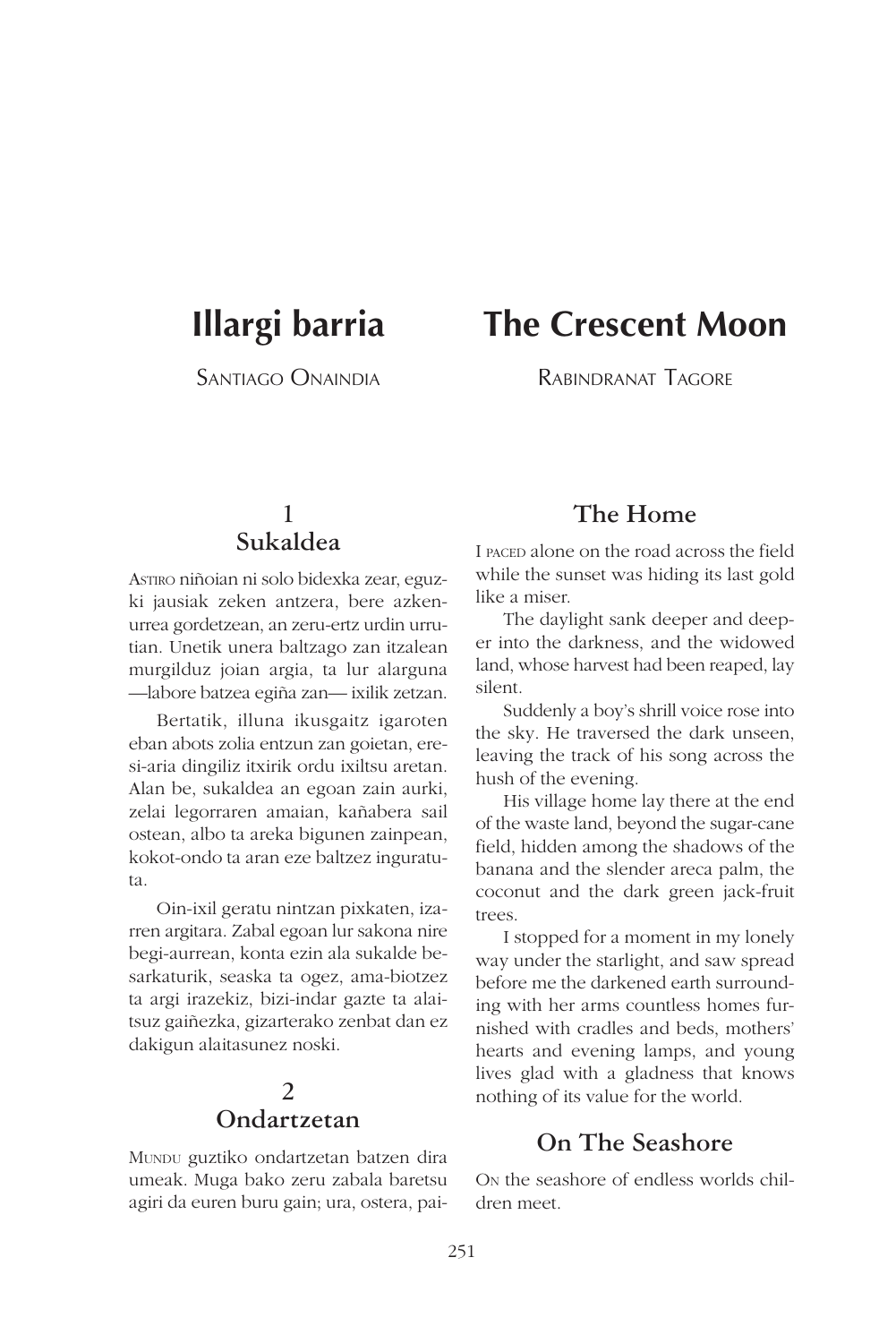# Illargi barria

Santiago Onaindia

# The Crescent Moon

Rabindranat Tagore

## 1
## Sukaldea

ASTIRO niñoian ni solo bidexka zear, eguzki jausiak zeken antzera, bere azkenurrea gordetzean, an zeru-ertz urdin urrutian. Unetik unera baltzago zan itzalean murgilduz joian argia, ta lur alarguna —labore batzea egiña zan— ixilik zetzan.

Bertatik, illuna ikusgaitz igaroten eban abots zolia entzun zan goietan, eresi-aria dingiliz itxirik ordu ixiltsu aretan. Alan be, sukaldea an egoan zain aurki, zelai legorraren amaian, kañabera sail ostean, albo ta areka bigunen zainpean, kokot-ondo ta aran eze baltzez inguratuta.

Oin-ixil geratu nintzan pixkaten, izarren argitara. Zabal egoan lur sakona nire begi-aurrean, konta ezin ala sukalde besarkaturik, seaska ta ogez, ama-biotzez ta argi irazekiz, bizi-indar gazte ta alaitsuz gaiñezka, gizarterako zenbat dan ez dakigun alaitasunez noski.

## 2
## Ondartzetan

MUNDU guztiko ondartzetan batzen dira umeak. Muga bako zeru zabala baretsu agiri da euren buru gain; ura, ostera, pai-

## The Home

I PACED alone on the road across the field while the sunset was hiding its last gold like a miser.

The daylight sank deeper and deeper into the darkness, and the widowed land, whose harvest had been reaped, lay silent.

Suddenly a boy's shrill voice rose into the sky. He traversed the dark unseen, leaving the track of his song across the hush of the evening.

His village home lay there at the end of the waste land, beyond the sugar-cane field, hidden among the shadows of the banana and the slender areca palm, the coconut and the dark green jack-fruit trees.

I stopped for a moment in my lonely way under the starlight, and saw spread before me the darkened earth surrounding with her arms countless homes furnished with cradles and beds, mothers' hearts and evening lamps, and young lives glad with a gladness that knows nothing of its value for the world.

## On The Seashore

ON the seashore of endless worlds children meet.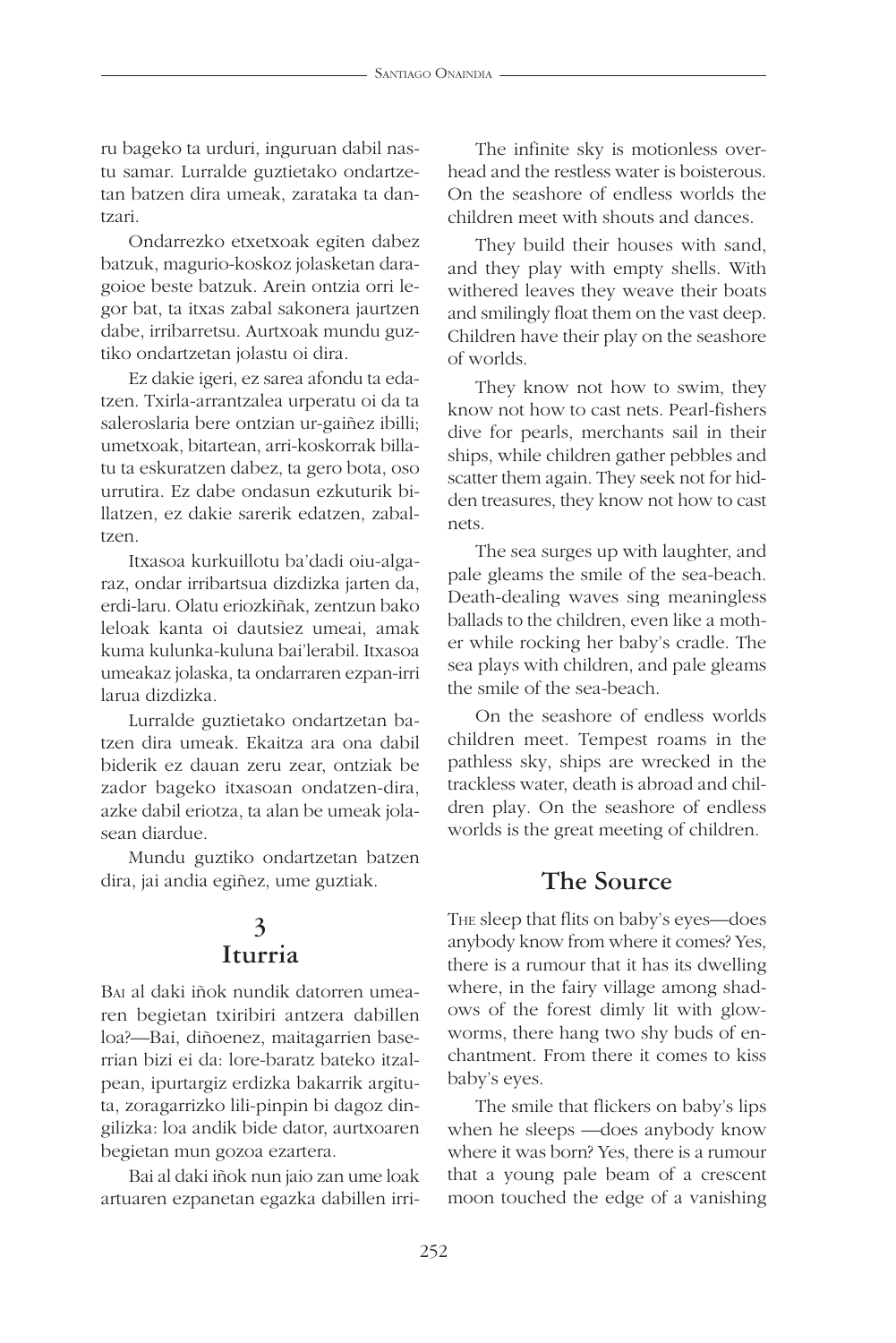ru bageko ta urduri, inguruan dabil nastu samar. Lurralde guztietako ondartzetan batzen dira umeak, zarataka ta dantzari.

Ondarrezko etxetxoak egiten dabez batzuk, magurio-koskoz jolasketan daragoioe beste batzuk. Arein ontzia orri legor bat, ta itxas zabal sakonera jaurtzen dabe, irribarretsu. Aurtxoak mundu guztiko ondartzetan jolastu oi dira.

Ez dakie igeri, ez sarea afondu ta edatzen. Txirla-arrantzalea urperatu oi da ta saleroslaria bere ontzian ur-gaiñez ibilli; umetxoak, bitartean, arri-koskorrak billatu ta eskuratzen dabez, ta gero bota, oso urrutira. Ez dabe ondasun ezkuturik billatzen, ez dakie sarerik edatzen, zabaltzen.

Itxasoa kurkuillotu ba'dadi oiu-algaraz, ondar irribartsua dizdizka jarten da, erdi-laru. Olatu eriozkiñak, zentzun bako leloak kanta oi dautsiez umeai, amak kuma kulunka-kuluna bai'lerabil. Itxasoa umeakaz jolaska, ta ondarraren ezpan-irri larua dizdizka.

Lurralde guztietako ondartzetan batzen dira umeak. Ekaitza ara ona dabil biderik ez dauan zeru zear, ontziak be zador bageko itxasoan ondatzen-dira, azke dabil eriotza, ta alan be umeak jolasean diardue.

Mundu guztiko ondartzetan batzen dira, jai andia egiñez, ume guztiak.

## 3
## Iturria

Bai al daki iñok nundik datorren umearen begietan txiribiri antzera dabillen loa?—Bai, diñoenez, maitagarrien baserrian bizi ei da: lore-baratz bateko itzalpean, ipurtargiz erdizka bakarrik argituta, zoragarrizko lili-pinpin bi dagoz dingilizka: loa andik bide dator, aurtxoaren begietan mun gozoa ezartera.

Bai al daki iñok nun jaio zan ume loak artuaren ezpanetan egazka dabillen irri-

The infinite sky is motionless overhead and the restless water is boisterous. On the seashore of endless worlds the children meet with shouts and dances.

They build their houses with sand, and they play with empty shells. With withered leaves they weave their boats and smilingly float them on the vast deep. Children have their play on the seashore of worlds.

They know not how to swim, they know not how to cast nets. Pearl-fishers dive for pearls, merchants sail in their ships, while children gather pebbles and scatter them again. They seek not for hidden treasures, they know not how to cast nets.

The sea surges up with laughter, and pale gleams the smile of the sea-beach. Death-dealing waves sing meaningless ballads to the children, even like a mother while rocking her baby's cradle. The sea plays with children, and pale gleams the smile of the sea-beach.

On the seashore of endless worlds children meet. Tempest roams in the pathless sky, ships are wrecked in the trackless water, death is abroad and children play. On the seashore of endless worlds is the great meeting of children.

## The Source

The sleep that flits on baby's eyes—does anybody know from where it comes? Yes, there is a rumour that it has its dwelling where, in the fairy village among shadows of the forest dimly lit with glowworms, there hang two shy buds of enchantment. From there it comes to kiss baby's eyes.

The smile that flickers on baby's lips when he sleeps —does anybody know where it was born? Yes, there is a rumour that a young pale beam of a crescent moon touched the edge of a vanishing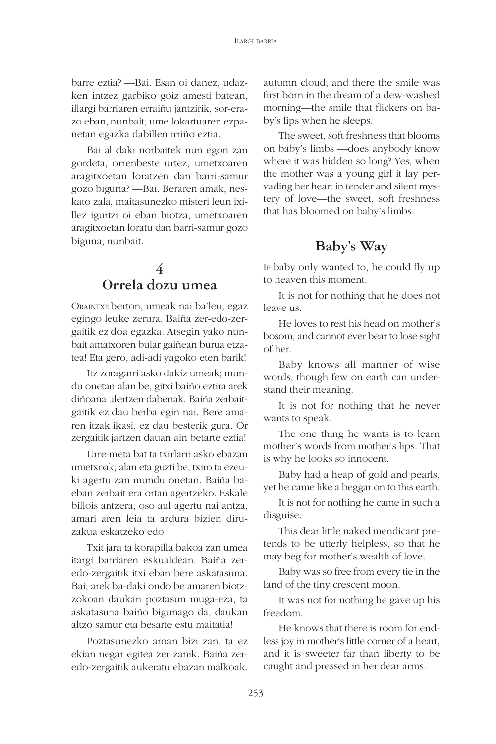barre eztia? —Bai. Esan oi danez, udazken intzez garbiko goiz amesti batean, illargi barriaren erraiñu jantzirik, sor-erazo eban, nunbait, ume lokartuaren ezpanetan egazka dabillen irriño eztia.

Bai al daki norbaitek nun egon zan gordeta, orrenbeste urtez, umetxoaren aragitxoetan loratzen dan barri-samur gozo biguna? —Bai. Beraren amak, neskato zala, maitasunezko misteri leun ixillez igurtzi oi eban biotza, umetxoaren aragitxoetan loratu dan barri-samur gozo biguna, nunbait.

## 4
## Orrela dozu umea

ORAINTXE berton, umeak nai ba'leu, egaz egingo leuke zerura. Baiña zer-edo-zergaitik ez doa egazka. Atsegin yako nunbait amatxoren bular gaiñean burua etzatea! Eta gero, adi-adi yagoko eten barik!

Itz zoragarri asko dakiz umeak; mundu onetan alan be, gitxi baiño eztira arek diñoana ulertzen dabenak. Baiña zerbaitgaitik ez dau berba egin nai. Bere amaren itzak ikasi, ez dau besterik gura. Or zergaitik jartzen dauan ain betarte eztia!

Urre-meta bat ta txirlarri asko ebazan umetxoak; alan eta guzti be, txiro ta ezeuki agertu zan mundu onetan. Baiña baeban zerbait era ortan agertzeko. Eskale billois antzera, oso aul agertu nai antza, amari aren leia ta ardura bizien diruzakua eskatzeko edo!

Txit jara ta korapilla bakoa zan umea itargi barriaren eskualdean. Baiña zer-edo-zergaitik itxi eban bere askatasuna. Bai, arek ba-daki ondo be amaren biotzzokoan daukan poztasun muga-eza, ta askatasuna baiño bigunago da, daukan altzo samur eta besarte estu maitatia!

Poztasunezko aroan bizi zan, ta ez ekian negar egitea zer zanik. Baiña zer-edo-zergaitik aukeratu ebazan malkoak.

autumn cloud, and there the smile was first born in the dream of a dew-washed morning—the smile that flickers on baby's lips when he sleeps.

The sweet, soft freshness that blooms on baby's limbs —does anybody know where it was hidden so long? Yes, when the mother was a young girl it lay pervading her heart in tender and silent mystery of love—the sweet, soft freshness that has bloomed on baby's limbs.

## Baby's Way

IF baby only wanted to, he could fly up to heaven this moment.

It is not for nothing that he does not leave us.

He loves to rest his head on mother's bosom, and cannot ever bear to lose sight of her.

Baby knows all manner of wise words, though few on earth can understand their meaning.

It is not for nothing that he never wants to speak.

The one thing he wants is to learn mother's words from mother's lips. That is why he looks so innocent.

Baby had a heap of gold and pearls, yet he came like a beggar on to this earth.

It is not for nothing he came in such a disguise.

This dear little naked mendicant pretends to be utterly helpless, so that he may beg for mother's wealth of love.

Baby was so free from every tie in the land of the tiny crescent moon.

It was not for nothing he gave up his freedom.

He knows that there is room for endless joy in mother's little corner of a heart, and it is sweeter far than liberty to be caught and pressed in her dear arms.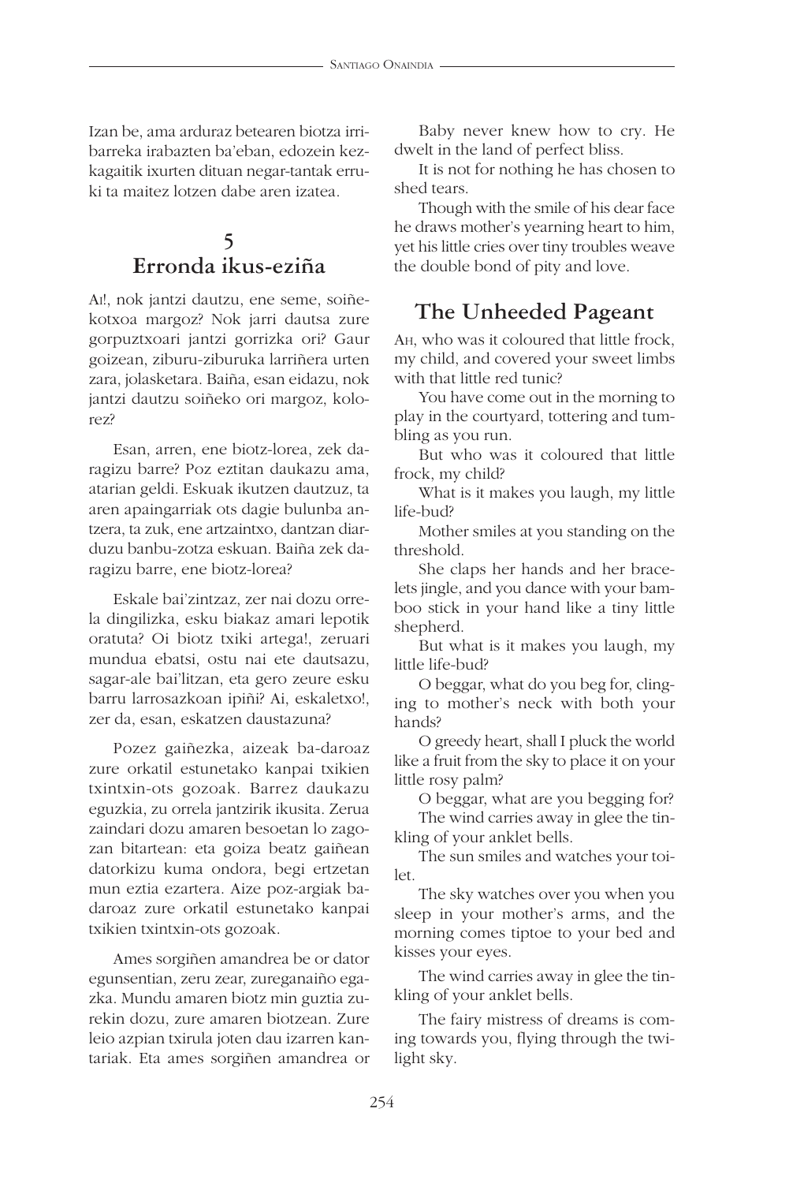Izan be, ama arduraz betearen biotza irribarreka irabazten ba'eban, edozein kezkagaitik ixurten dituan negar-tantak erruki ta maitez lotzen dabe aren izatea.

## 5
## Erronda ikus-eziña

Ai!, nok jantzi dautzu, ene seme, soiñekotxoa margoz? Nok jarri dautsa zure gorpuztxoari jantzi gorrizka ori? Gaur goizean, ziburu-ziburuka larriñera urten zara, jolasketara. Baiña, esan eidazu, nok jantzi dautzu soiñeko ori margoz, kolorez?

Esan, arren, ene biotz-lorea, zek daragizu barre? Poz eztitan daukazu ama, atarian geldi. Eskuak ikutzen dautzuz, ta aren apaingarriak ots dagie bulunba antzera, ta zuk, ene artzaintxo, dantzan diarduzu banbu-zotza eskuan. Baiña zek daragizu barre, ene biotz-lorea?

Eskale bai'zintzaz, zer nai dozu orrela dingilizka, esku biakaz amari lepotik oratuta? Oi biotz txiki artega!, zeruari mundua ebatsi, ostu nai ete dautsazu, sagar-ale bai'litzan, eta gero zeure esku barru larrosazkoan ipiñi? Ai, eskaletxo!, zer da, esan, eskatzen daustazuna?

Pozez gaiñezka, aizeak ba-daroaz zure orkatil estunetako kanpai txikien txintxin-ots gozoak. Barrez daukazu eguzkia, zu orrela jantzirik ikusita. Zerua zaindari dozu amaren besoetan lo zagozan bitartean: eta goiza beatz gaiñean datorkizu kuma ondora, begi ertzetan mun eztia ezartera. Aize poz-argiak badaroaz zure orkatil estunetako kanpai txikien txintxin-ots gozoak.

Ames sorgiñen amandrea be or dator egunsentian, zeru zear, zureganaiño egazka. Mundu amaren biotz min guztia zurekin dozu, zure amaren biotzean. Zure leio azpian txirula joten dau izarren kantariak. Eta ames sorgiñen amandrea or

Baby never knew how to cry. He dwelt in the land of perfect bliss.

It is not for nothing he has chosen to shed tears.

Though with the smile of his dear face he draws mother's yearning heart to him, yet his little cries over tiny troubles weave the double bond of pity and love.

## The Unheeded Pageant

Ah, who was it coloured that little frock, my child, and covered your sweet limbs with that little red tunic?

You have come out in the morning to play in the courtyard, tottering and tumbling as you run.

But who was it coloured that little frock, my child?

What is it makes you laugh, my little life-bud?

Mother smiles at you standing on the threshold.

She claps her hands and her bracelets jingle, and you dance with your bamboo stick in your hand like a tiny little shepherd.

But what is it makes you laugh, my little life-bud?

O beggar, what do you beg for, clinging to mother's neck with both your hands?

O greedy heart, shall I pluck the world like a fruit from the sky to place it on your little rosy palm?

O beggar, what are you begging for?

The wind carries away in glee the tinkling of your anklet bells.

The sun smiles and watches your toilet.

The sky watches over you when you sleep in your mother's arms, and the morning comes tiptoe to your bed and kisses your eyes.

The wind carries away in glee the tinkling of your anklet bells.

The fairy mistress of dreams is coming towards you, flying through the twilight sky.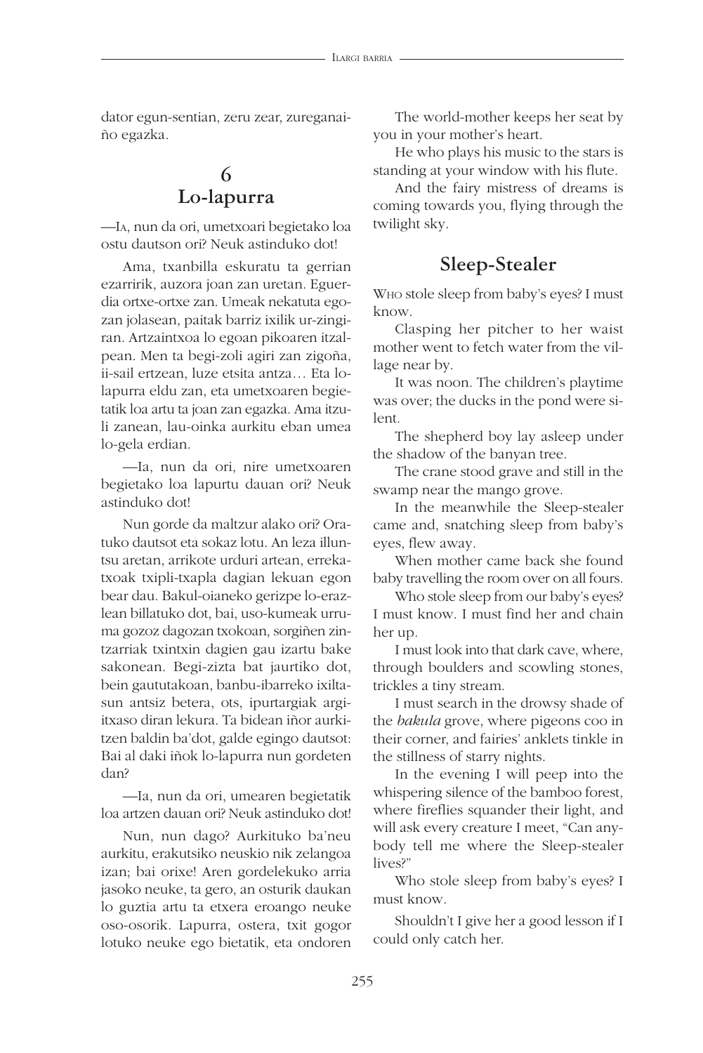dator egun-sentian, zeru zear, zureganaiño egazka.

## 6
## Lo-lapurra

—Ia, nun da ori, umetxoari begietako loa ostu dautson ori? Neuk astinduko dot!

Ama, txanbilla eskuratu ta gerrian ezarririk, auzora joan zan uretan. Eguerdia ortxe-ortxe zan. Umeak nekatuta egozan jolasean, paitak barriz ixilik ur-zingiran. Artzaintxoa lo egoan pikoaren itzalpean. Men ta begi-zoli agiri zan zigoña, ii-sail ertzean, luze etsita antza… Eta lo-lapurra eldu zan, eta umetxoaren begietatik loa artu ta joan zan egazka. Ama itzuli zanean, lau-oinka aurkitu eban umea lo-gela erdian.

—Ia, nun da ori, nire umetxoaren begietako loa lapurtu dauan ori? Neuk astinduko dot!

Nun gorde da maltzur alako ori? Oratuko dautsot eta sokaz lotu. An leza illuntsu aretan, arrikote urduri artean, errekatxoak txipli-txapla dagian lekuan egon bear dau. Bakul-oianeko gerizpe lo-erazlean billatuko dot, bai, uso-kumeak urruma gozoz dagozan txokoan, sorgiñen zintzarriak txintxin dagien gau izartu bake sakonean. Begi-zizta bat jaurtiko dot, bein gaututakoan, banbu-ibarreko ixiltasun antsiz betera, ots, ipurtargiak argi-itxaso diran lekura. Ta bidean iñor aurkitzen baldin ba'dot, galde egingo dautsot: Bai al daki iñok lo-lapurra nun gordeten dan?

—Ia, nun da ori, umearen begietatik loa artzen dauan ori? Neuk astinduko dot!

Nun, nun dago? Aurkituko ba'neu aurkitu, erakutsiko neuskio nik zelangoa izan; bai orixe! Aren gordelekuko arria jasoko neuke, ta gero, an osturik daukan lo guztia artu ta etxera eroango neuke oso-osorik. Lapurra, ostera, txit gogor lotuko neuke ego bietatik, eta ondoren

The world-mother keeps her seat by you in your mother's heart.

He who plays his music to the stars is standing at your window with his flute.

And the fairy mistress of dreams is coming towards you, flying through the twilight sky.

## Sleep-Stealer

Who stole sleep from baby's eyes? I must know.

Clasping her pitcher to her waist mother went to fetch water from the village near by.

It was noon. The children's playtime was over; the ducks in the pond were silent.

The shepherd boy lay asleep under the shadow of the banyan tree.

The crane stood grave and still in the swamp near the mango grove.

In the meanwhile the Sleep-stealer came and, snatching sleep from baby's eyes, flew away.

When mother came back she found baby travelling the room over on all fours.

Who stole sleep from our baby's eyes? I must know. I must find her and chain her up.

I must look into that dark cave, where, through boulders and scowling stones, trickles a tiny stream.

I must search in the drowsy shade of the *bakula* grove, where pigeons coo in their corner, and fairies' anklets tinkle in the stillness of starry nights.

In the evening I will peep into the whispering silence of the bamboo forest, where fireflies squander their light, and will ask every creature I meet, "Can anybody tell me where the Sleep-stealer lives?"

Who stole sleep from baby's eyes? I must know.

Shouldn't I give her a good lesson if I could only catch her.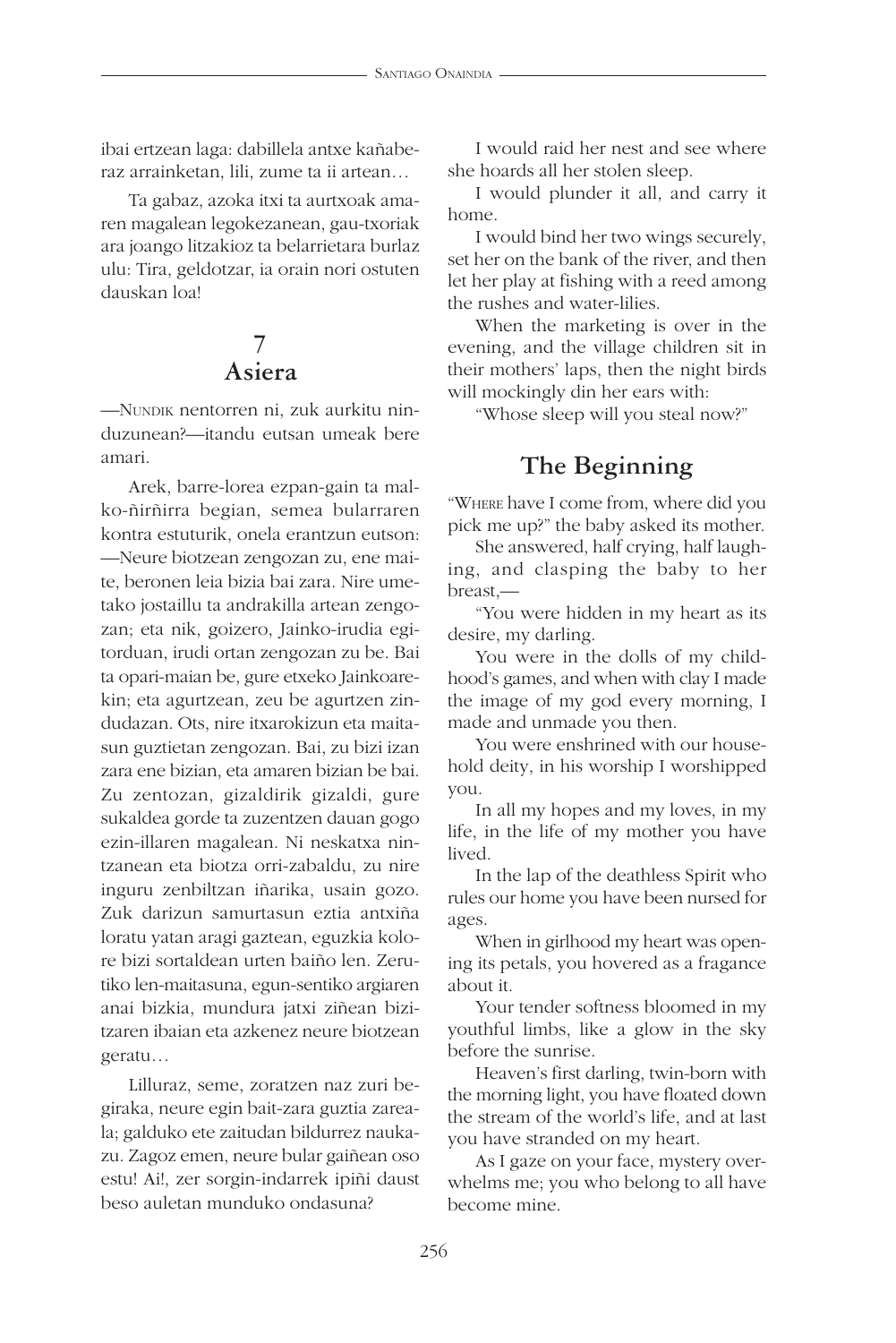ibai ertzean laga: dabillela antxe kañaberaz arrainketan, lili, zume ta ii artean…

Ta gabaz, azoka itxi ta aurtxoak amaren magalean legokezanean, gau-txoriak ara joango litzakioz ta belarrietara burlaz ulu: Tira, geldotzar, ia orain nori ostuten dauskan loa!

## 7
## Asiera

—NUNDIK nentorren ni, zuk aurkitu ninduzunean?—itandu eutsan umeak bere amari.

Arek, barre-lorea ezpan-gain ta malko-ñirñirra begian, semea bularraren kontra estuturik, onela erantzun eutson: —Neure biotzean zengozan zu, ene maite, beronen leia bizia bai zara. Nire umetako jostaillu ta andrakilla artean zengozan; eta nik, goizero, Jainko-irudia egitorduan, irudi ortan zengozan zu be. Bai ta opari-maian be, gure etxeko Jainkoarekin; eta agurtzean, zeu be agurtzen zindudazan. Ots, nire itxarokizun eta maitasun guztietan zengozan. Bai, zu bizi izan zara ene bizian, eta amaren bizian be bai. Zu zentozan, gizaldirik gizaldi, gure sukaldea gorde ta zuzentzen dauan gogo ezin-illaren magalean. Ni neskatxa nintzanean eta biotza orri-zabaldu, zu nire inguru zenbiltzan iñarika, usain gozo. Zuk darizun samurtasun eztia antxiña loratu yatan aragi gaztean, eguzkia kolore bizi sortaldean urten baiño len. Zerutiko len-maitasuna, egun-sentiko argiaren anai bizkia, mundura jatxi ziñean bizitzaren ibaian eta azkenez neure biotzean geratu…

Lilluraz, seme, zoratzen naz zuri begiraka, neure egin bait-zara guztia zarealа; galduko ete zaitudan bildurrez naukazu. Zagoz emen, neure bular gaiñean oso estu! Ai!, zer sorgin-indarrek ipiñi daust beso auletan munduko ondasuna?

I would raid her nest and see where she hoards all her stolen sleep.

I would plunder it all, and carry it home.

I would bind her two wings securely, set her on the bank of the river, and then let her play at fishing with a reed among the rushes and water-lilies.

When the marketing is over in the evening, and the village children sit in their mothers' laps, then the night birds will mockingly din her ears with:

"Whose sleep will you steal now?"

## The Beginning

"WHERE have I come from, where did you pick me up?" the baby asked its mother.

She answered, half crying, half laughing, and clasping the baby to her breast,—

"You were hidden in my heart as its desire, my darling.

You were in the dolls of my childhood's games, and when with clay I made the image of my god every morning, I made and unmade you then.

You were enshrined with our household deity, in his worship I worshipped you.

In all my hopes and my loves, in my life, in the life of my mother you have lived.

In the lap of the deathless Spirit who rules our home you have been nursed for ages.

When in girlhood my heart was opening its petals, you hovered as a fragance about it.

Your tender softness bloomed in my youthful limbs, like a glow in the sky before the sunrise.

Heaven's first darling, twin-born with the morning light, you have floated down the stream of the world's life, and at last you have stranded on my heart.

As I gaze on your face, mystery overwhelms me; you who belong to all have become mine.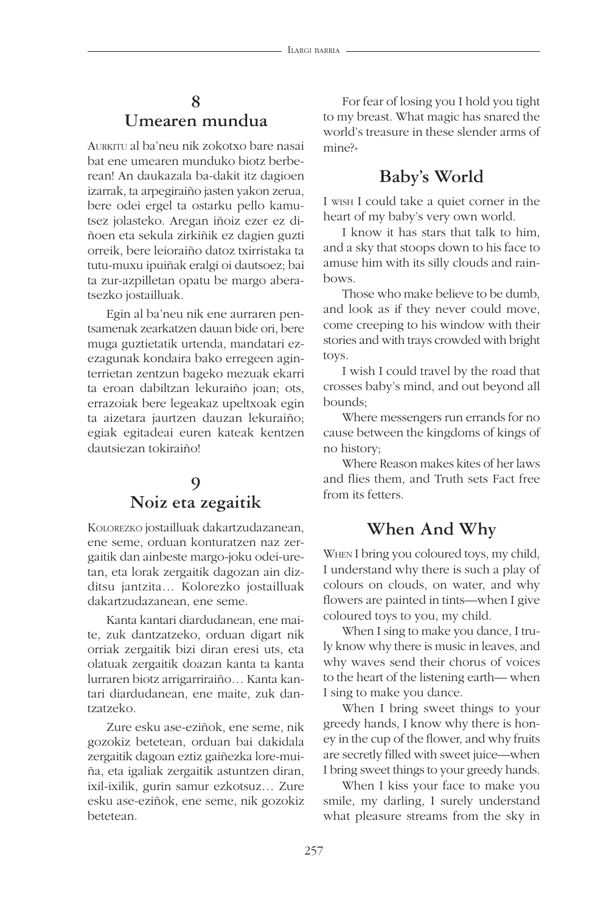## 8
## Umearen mundua

AURKITU al ba'neu nik zokotxo bare nasai bat ene umearen munduko biotz berberean! An daukazala ba-dakit itz dagioen izarrak, ta arpegiraiño jasten yakon zerua, bere odei ergel ta ostarku pello kamutsez jolasteko. Aregan iñoiz ezer ez diñoen eta sekula zirkiñik ez dagien guzti orreik, bere leioraiño datoz txirristaka ta tutu-muxu ipuiñak eralgi oi dautsoez; bai ta zur-azpilletan opatu be margo aberatsezko jostailluak.

Egin al ba'neu nik ene aurraren pentsamenak zearkatzen dauan bide ori, bere muga guztietatik urtenda, mandatari ezezagunak kondaira bako erregeen agin­terrietan zentzun bageko mezuak ekarri ta eroan dabiltzan lekuraiño joan; ots, errazoiak bere legeakaz upeltxoak egin ta aizetara jaurtzen dauzan lekuraiño; egiak egitadeai euren kateak kentzen dautsiezan tokiraiño!

## 9
## Noiz eta zegaitik

KOLOREZKO jostailluak dakartzudazanean, ene seme, orduan konturatzen naz zergaitik dan ainbeste margo-joku odei-uretan, eta lorak zergaitik dagozan ain dizditsu jantzita… Kolorezko jostailluak dakartzudazanean, ene seme.

Kanta kantari diardudanean, ene maite, zuk dantzatzeko, orduan digart nik orriak zergaitik bizi diran eresi uts, eta olatuak zergaitik doazan kanta ta kanta lurraren biotz arrigarriraiño… Kanta kantari diardudanean, ene maite, zuk dantzatzeko.

Zure esku ase-eziñok, ene seme, nik gozokiz betetean, orduan bai dakidala zergaitik dagoan eztiz gaiñezka lore-muiña, eta igaliak zergaitik astuntzen diran, ixil-ixilik, gurin samur ezkotsuz… Zure esku ase-eziñok, ene seme, nik gozokiz betetean.

For fear of losing you I hold you tight to my breast. What magic has snared the world's treasure in these slender arms of mine?»

## Baby's World

I WISH I could take a quiet corner in the heart of my baby's very own world.

I know it has stars that talk to him, and a sky that stoops down to his face to amuse him with its silly clouds and rainbows.

Those who make believe to be dumb, and look as if they never could move, come creeping to his window with their stories and with trays crowded with bright toys.

I wish I could travel by the road that crosses baby's mind, and out beyond all bounds;

Where messengers run errands for no cause between the kingdoms of kings of no history;

Where Reason makes kites of her laws and flies them, and Truth sets Fact free from its fetters.

## When And Why

WHEN I bring you coloured toys, my child, I understand why there is such a play of colours on clouds, on water, and why flowers are painted in tints—when I give coloured toys to you, my child.

When I sing to make you dance, I truly know why there is music in leaves, and why waves send their chorus of voices to the heart of the listening earth— when I sing to make you dance.

When I bring sweet things to your greedy hands, I know why there is honey in the cup of the flower, and why fruits are secretly filled with sweet juice—when I bring sweet things to your greedy hands.

When I kiss your face to make you smile, my darling, I surely understand what pleasure streams from the sky in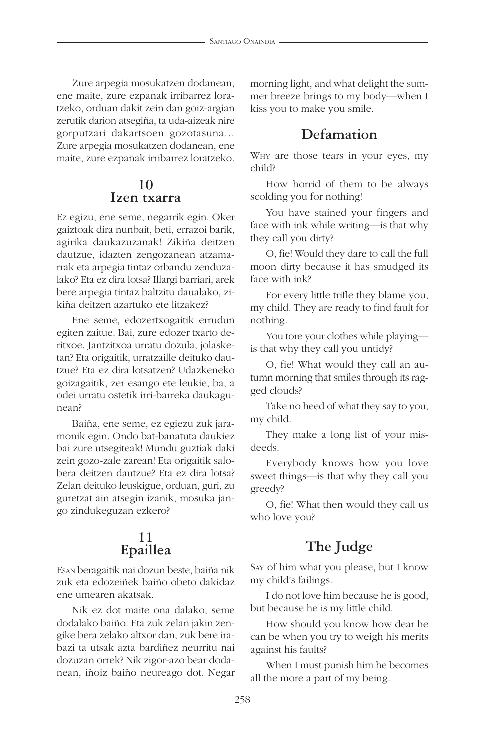Zure arpegia mosukatzen dodanean, ene maite, zure ezpanak irribarrez loratzeko, orduan dakit zein dan goiz-argian zerutik darion atsegiña, ta uda-aizeak nire gorputzari dakartsoen gozotasuna… Zure arpegia mosukatzen dodanean, ene maite, zure ezpanak irribarrez loratzeko.

## 10 Izen txarra

Ez egizu, ene seme, negarrik egin. Oker gaiztoak dira nunbait, beti, errazoi barik, agirika daukazuzanak! Zikiña deitzen dautzue, idazten zengozanean atzamarrak eta arpegia tintaz orbandu zenduzalako? Eta ez dira lotsa? Illargi barriari, arek bere arpegia tintaz baltzitu daualako, zikiña deitzen azartuko ete litzakez?

Ene seme, edozertxogaitik errudun egiten zaitue. Bai, zure edozer txarto deritxoe. Jantzitxoa urratu dozula, jolasketan? Eta origaitik, urratzaille deituko dautzue? Eta ez dira lotsatzen? Udazkeneko goizagaitik, zer esango ete leukie, ba, a odei urratu ostetik irri-barreka daukagunean?

Baiña, ene seme, ez egiezu zuk jaramonik egin. Ondo bat-banatuta daukiez bai zure utsegiteak! Mundu guztiak daki zein gozo-zale zarean! Eta origaitik salobera deitzen dautzue? Eta ez dira lotsa? Zelan deituko leuskigue, orduan, guri, zu guretzat ain atsegin izanik, mosuka jango zindukeguzan ezkero?

## 11 Epaillea

Esan beragaitik nai dozun beste, baiña nik zuk eta edozeiñek baiño obeto dakidaz ene umearen akatsak.

Nik ez dot maite ona dalako, seme dodalako baiño. Eta zuk zelan jakin zengike bera zelako altxor dan, zuk bere irabazi ta utsak azta bardiñez neurritu nai dozuzan orrek? Nik zigor-azo bear dodanean, iñoiz baiño neureago dot. Negar

morning light, and what delight the summer breeze brings to my body—when I kiss you to make you smile.

## Defamation

Why are those tears in your eyes, my child?

How horrid of them to be always scolding you for nothing!

You have stained your fingers and face with ink while writing—is that why they call you dirty?

O, fie! Would they dare to call the full moon dirty because it has smudged its face with ink?

For every little trifle they blame you, my child. They are ready to find fault for nothing.

You tore your clothes while playing—is that why they call you untidy?

O, fie! What would they call an autumn morning that smiles through its ragged clouds?

Take no heed of what they say to you, my child.

They make a long list of your misdeeds.

Everybody knows how you love sweet things—is that why they call you greedy?

O, fie! What then would they call us who love you?

## The Judge

Say of him what you please, but I know my child's failings.

I do not love him because he is good, but because he is my little child.

How should you know how dear he can be when you try to weigh his merits against his faults?

When I must punish him he becomes all the more a part of my being.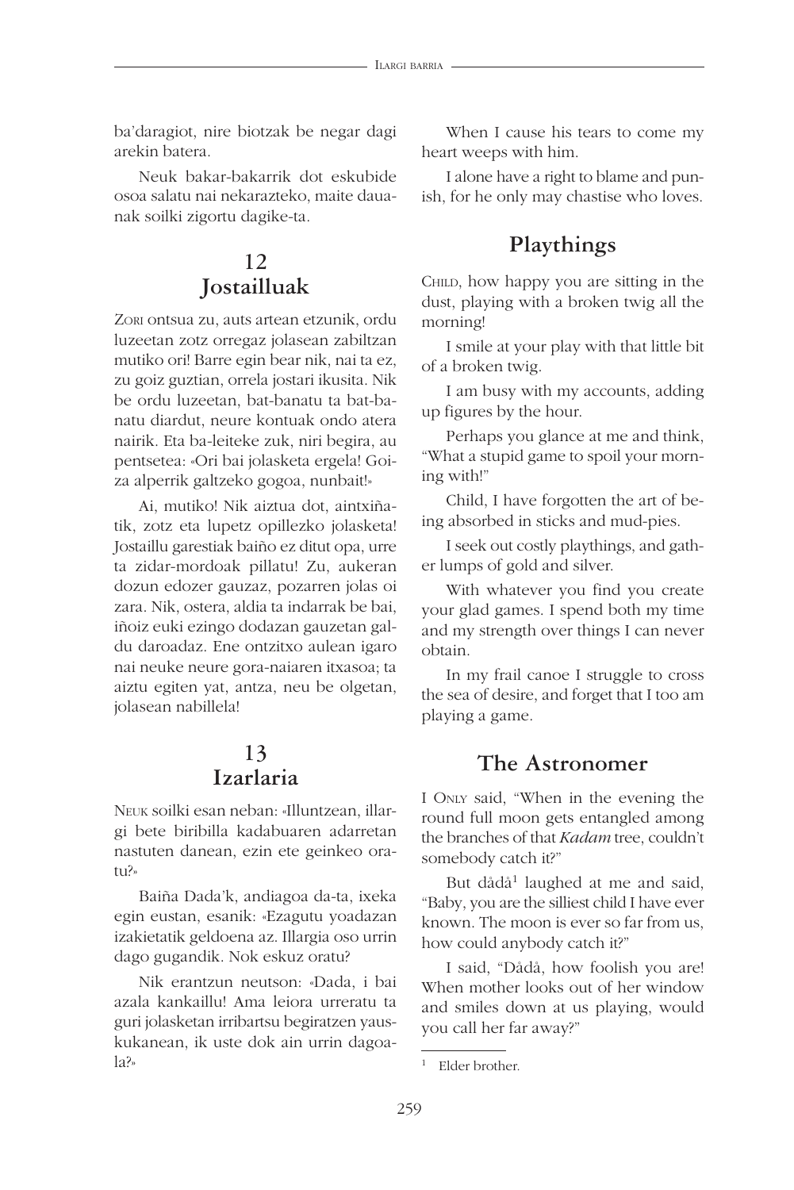ba'daragiot, nire biotzak be negar dagi arekin batera.

Neuk bakar-bakarrik dot eskubide osoa salatu nai nekarazteko, maite dauanak soilki zigortu dagike-ta.

## 12
## Jostailluak

Zori ontsua zu, auts artean etzunik, ordu luzeetan zotz orregaz jolasean zabiltzan mutiko ori! Barre egin bear nik, nai ta ez, zu goiz guztian, orrela jostari ikusita. Nik be ordu luzeetan, bat-banatu ta bat-banatu diardut, neure kontuak ondo atera nairik. Eta ba-leiteke zuk, niri begira, au pentsetea: «Ori bai jolasketa ergela! Goiza alperrik galtzeko gogoa, nunbait!»

Ai, mutiko! Nik aiztua dot, aintxiñatik, zotz eta lupetz opillezko jolasketa! Jostaillu garestiak baiño ez ditut opa, urre ta zidar-mordoak pillatu! Zu, aukeran dozun edozer gauzaz, pozarren jolas oi zara. Nik, ostera, aldia ta indarrak be bai, iñoiz euki ezingo dodazan gauzetan galdu daroadaz. Ene ontzitxo aulean igaro nai neuke neure gora-naiaren itxasoa; ta aiztu egiten yat, antza, neu be olgetan, jolasean nabillela!

## 13
## Izarlaria

Neuk soilki esan neban: «Illuntzean, illargi bete biribilla kadabuaren adarretan nastuten danean, ezin ete geinkeo oratu?»

Baiña Dada'k, andiagoa da-ta, ixeka egin eustan, esanik: «Ezagutu yoadazan izakietatik geldoena az. Illargia oso urrin dago gugandik. Nok eskuz oratu?

Nik erantzun neutson: «Dada, i bai azala kankaillu! Ama leiora urreratu ta guri jolasketan irribartsu begiratzen yauskukanean, ik uste dok ain urrin dagoala?»

When I cause his tears to come my heart weeps with him.

I alone have a right to blame and punish, for he only may chastise who loves.

## Playthings

Child, how happy you are sitting in the dust, playing with a broken twig all the morning!

I smile at your play with that little bit of a broken twig.

I am busy with my accounts, adding up figures by the hour.

Perhaps you glance at me and think, "What a stupid game to spoil your morning with!"

Child, I have forgotten the art of being absorbed in sticks and mud-pies.

I seek out costly playthings, and gather lumps of gold and silver.

With whatever you find you create your glad games. I spend both my time and my strength over things I can never obtain.

In my frail canoe I struggle to cross the sea of desire, and forget that I too am playing a game.

## The Astronomer

I only said, "When in the evening the round full moon gets entangled among the branches of that *Kadam* tree, couldn't somebody catch it?"

But dådå[1] laughed at me and said, "Baby, you are the silliest child I have ever known. The moon is ever so far from us, how could anybody catch it?"

I said, "Dådå, how foolish you are! When mother looks out of her window and smiles down at us playing, would you call her far away?"

[1] Elder brother.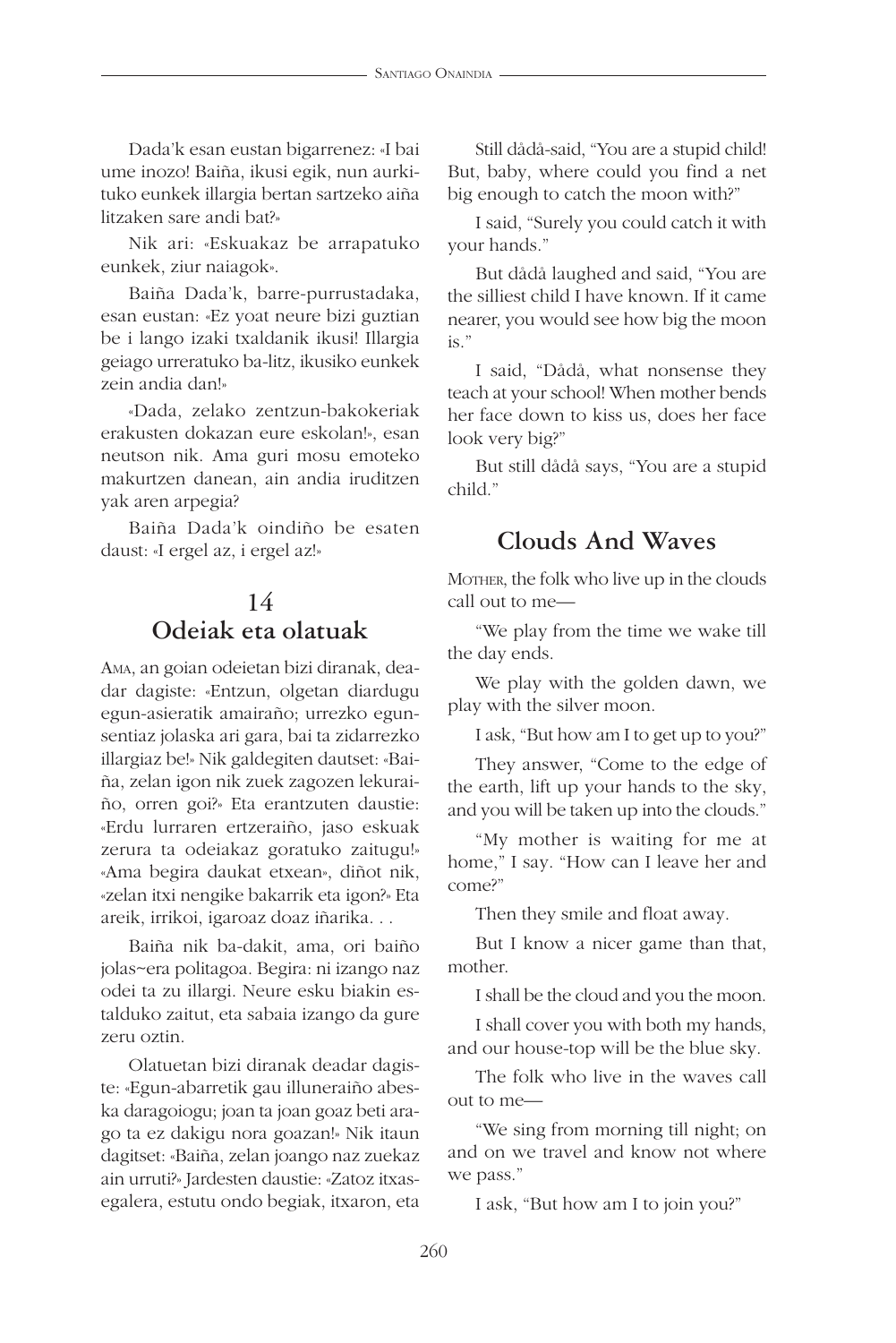Dada'k esan eustan bigarrenez: «I bai ume inozo! Baiña, ikusi egik, nun aurkituko eunkek illargia bertan sartzeko aiña litzaken sare andi bat?»

Nik ari: «Eskuakaz be arrapatuko eunkek, ziur naiagok».

Baiña Dada'k, barre-purrustadaka, esan eustan: «Ez yoat neure bizi guztian be i lango izaki txaldanik ikusi! Illargia geiago urreratuko ba-litz, ikusiko eunkek zein andia dan!»

«Dada, zelako zentzun-bakokeriak erakusten dokazan eure eskolan!», esan neutson nik. Ama guri mosu emoteko makurtzen danean, ain andia iruditzen yak aren arpegia?

Baiña Dada'k oindiño be esaten daust: «I ergel az, i ergel az!»

## 14
## Odeiak eta olatuak

AMA, an goian odeietan bizi diranak, deadar dagiste: «Entzun, olgetan diardugu egun-asieratik amairaño; urrezko egunsentiaz jolaska ari gara, bai ta zidarrezko illargiaz be!» Nik galdegiten dautset: «Baiña, zelan igon nik zuek zagozen lekuraiño, orren goi?» Eta erantzuten daustie: «Erdu lurraren ertzeraiño, jaso eskuak zerura ta odeiakaz goratuko zaitugu!» «Ama begira daukat etxean», diñot nik, «zelan itxi nengike bakarrik eta igon?» Eta areik, irrikoi, igaroaz doaz iñarika. . .

Baiña nik ba-dakit, ama, ori baiño jolas~era politagoa. Begira: ni izango naz odei ta zu illargi. Neure esku biakin estalduko zaitut, eta sabaia izango da gure zeru oztin.

Olatuetan bizi diranak deadar dagiste: «Egun-abarretik gau illuneraiño abeska daragoiogu; joan ta joan goaz beti arago ta ez dakigu nora goazan!» Nik itaun dagitset: «Baiña, zelan joango naz zuekaz ain urruti?» Jardesten daustie: «Zatoz itxasegalera, estutu ondo begiak, itxaron, eta

Still dådå-said, "You are a stupid child! But, baby, where could you find a net big enough to catch the moon with?"

I said, "Surely you could catch it with your hands."

But dådå laughed and said, "You are the silliest child I have known. If it came nearer, you would see how big the moon is."

I said, "Dådå, what nonsense they teach at your school! When mother bends her face down to kiss us, does her face look very big?"

But still dådå says, "You are a stupid child."

## Clouds And Waves

MOTHER, the folk who live up in the clouds call out to me—

"We play from the time we wake till the day ends.

We play with the golden dawn, we play with the silver moon.

I ask, "But how am I to get up to you?"

They answer, "Come to the edge of the earth, lift up your hands to the sky, and you will be taken up into the clouds."

"My mother is waiting for me at home," I say. "How can I leave her and come?"

Then they smile and float away.

But I know a nicer game than that, mother.

I shall be the cloud and you the moon.

I shall cover you with both my hands, and our house-top will be the blue sky.

The folk who live in the waves call out to me—

"We sing from morning till night; on and on we travel and know not where we pass."

I ask, "But how am I to join you?"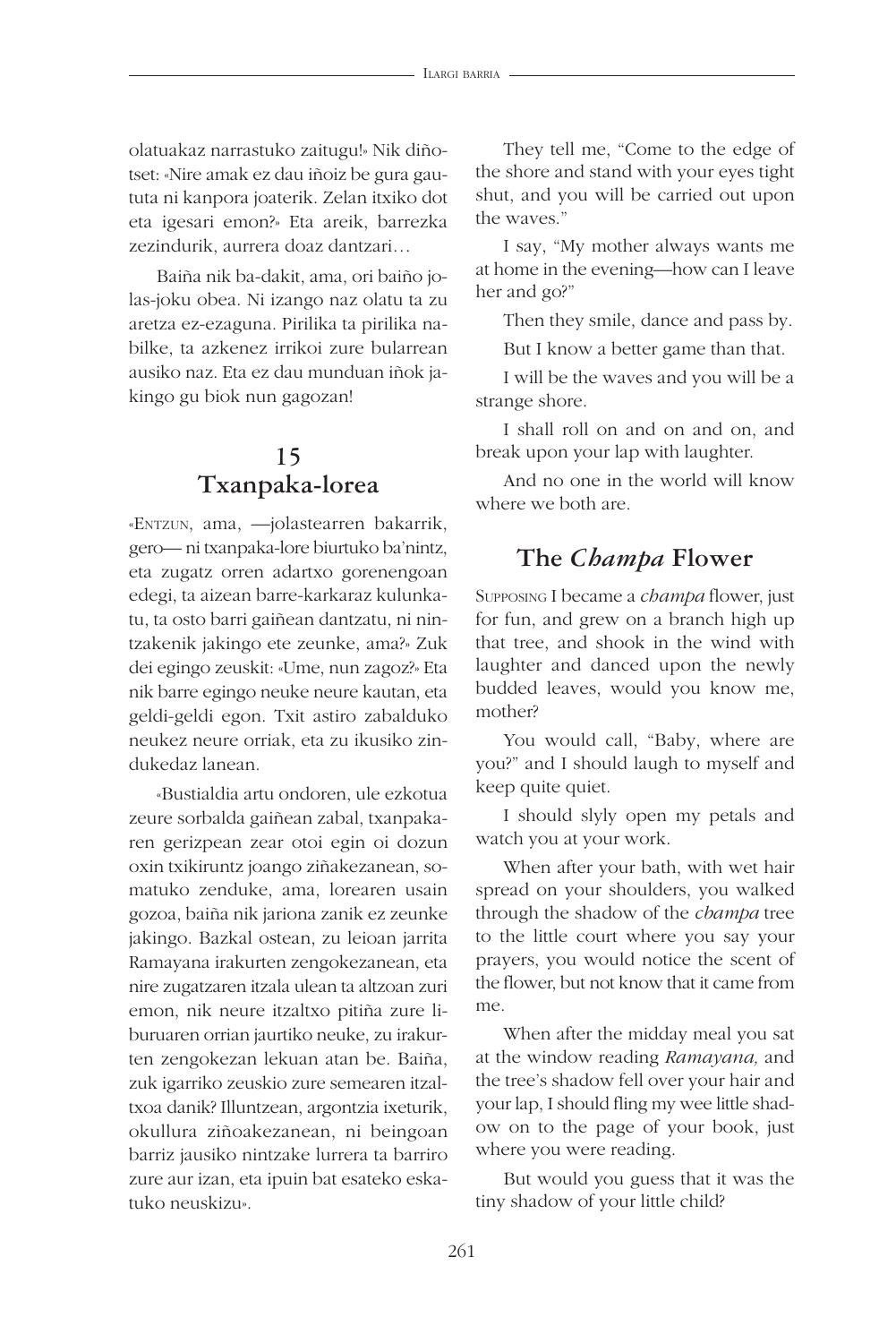olatuakaz narrastuko zaitugu!» Nik diñotset: «Nire amak ez dau iñoiz be gura gaututa ni kanpora joaterik. Zelan itxiko dot eta igesari emon?» Eta areik, barrezka zezindurik, aurrera doaz dantzari…

Baiña nik ba-dakit, ama, ori baiño jolas-joku obea. Ni izango naz olatu ta zu aretza ez-ezaguna. Pirilika ta pirilika nabilke, ta azkenez irrikoi zure bularrean ausiko naz. Eta ez dau munduan iñok jakingo gu biok nun gagozan!

## 15
## Txanpaka-lorea

«ENTZUN, ama, —jolastearren bakarrik, gero— ni txanpaka-lore biurtuko ba'nintz, eta zugatz orren adartxo gorenengoan edegi, ta aizean barre-karkaraz kulunkatu, ta osto barri gaiñean dantzatu, ni nintzakenik jakingo ete zeunke, ama?» Zuk dei egingo zeuskit: «Ume, nun zagoz?» Eta nik barre egingo neuke neure kautan, eta geldi-geldi egon. Txit astiro zabalduko neukez neure orriak, eta zu ikusiko zindukedaz lanean.

«Bustialdia artu ondoren, ule ezkotua zeure sorbalda gaiñean zabal, txanpakaren gerizpean zear otoi egin oi dozun oxin txikiruntz joango ziñakezanean, somatuko zenduke, ama, lorearen usain gozoa, baiña nik jariona zanik ez zeunke jakingo. Bazkal ostean, zu leioan jarrita Ramayana irakurten zengokezanean, eta nire zugatzaren itzala ulean ta altzoan zuri emon, nik neure itzaltxo pitiña zure liburuaren orrian jaurtiko neuke, zu irakurten zengokezan lekuan atan be. Baiña, zuk igarriko zeuskio zure semearen itzaltxoa danik? Illuntzean, argontzia ixeturik, okullura ziñoakezanean, ni beingoan barriz jausiko nintzake lurrera ta barriro zure aur izan, eta ipuin bat esateko eskatuko neuskizu».

They tell me, "Come to the edge of the shore and stand with your eyes tight shut, and you will be carried out upon the waves."

I say, "My mother always wants me at home in the evening—how can I leave her and go?"

Then they smile, dance and pass by.

But I know a better game than that.

I will be the waves and you will be a strange shore.

I shall roll on and on and on, and break upon your lap with laughter.

And no one in the world will know where we both are.

## The *Champa* Flower

SUPPOSING I became a *champa* flower, just for fun, and grew on a branch high up that tree, and shook in the wind with laughter and danced upon the newly budded leaves, would you know me, mother?

You would call, "Baby, where are you?" and I should laugh to myself and keep quite quiet.

I should slyly open my petals and watch you at your work.

When after your bath, with wet hair spread on your shoulders, you walked through the shadow of the *champa* tree to the little court where you say your prayers, you would notice the scent of the flower, but not know that it came from me.

When after the midday meal you sat at the window reading *Ramayana,* and the tree's shadow fell over your hair and your lap, I should fling my wee little shadow on to the page of your book, just where you were reading.

But would you guess that it was the tiny shadow of your little child?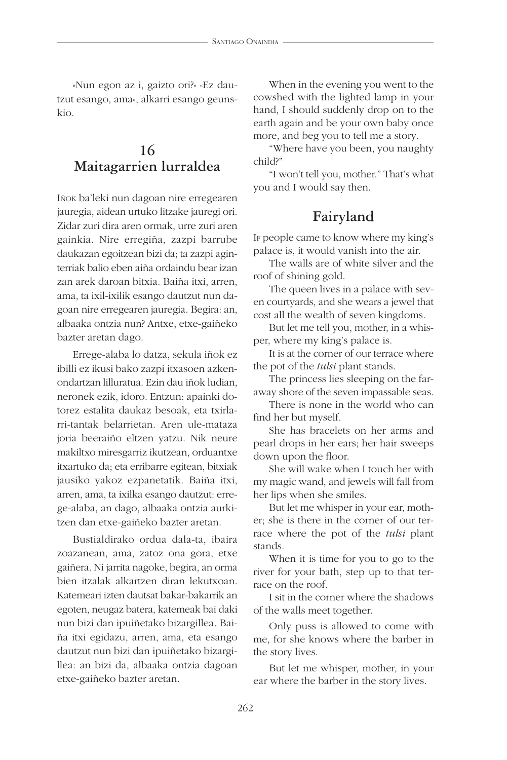«Nun egon az i, gaizto ori?» «Ez dautzut esango, ama», alkarri esango geunskio.

## 16
## Maitagarrien lurraldea

Iñok ba'leki nun dagoan nire erregearen jauregia, aidean urtuko litzake jauregi ori. Zidar zuri dira aren ormak, urre zuri aren gainkia. Nire erregiña, zazpi barrube daukazan egoitzean bizi da; ta zazpi aginterriak balio eben aiña ordaindu bear izan zan arek daroan bitxia. Baiña itxi, arren, ama, ta ixil-ixilik esango dautzut nun dagoan nire erregearen jauregia. Begira: an, albaaka ontzia nun? Antxe, etxe-gaiñeko bazter aretan dago.

Errege-alaba lo datza, sekula iñok ez ibilli ez ikusi bako zazpi itxasoen azkenondartzan lilluratua. Ezin dau iñok ludian, neronek ezik, idoro. Entzun: apainki dotorez estalita daukaz besoak, eta txirlarri-tantak belarrietan. Aren ule-mataza joria beeraiño eltzen yatzu. Nik neure makiltxo miresgarriz ikutzean, orduantxe itxartuko da; eta erribarre egitean, bitxiak jausiko yakoz ezpanetatik. Baiña itxi, arren, ama, ta ixilka esango dautzut: errege-alaba, an dago, albaaka ontzia aurkitzen dan etxe-gaiñeko bazter aretan.

Bustialdirako ordua dala-ta, ibaira zoazanean, ama, zatoz ona gora, etxe gaiñera. Ni jarrita nagoke, begira, an orma bien itzalak alkartzen diran lekutxoan. Katemeari izten dautsat bakar-bakarrik an egoten, neugaz batera, katemeak bai daki nun bizi dan ipuiñetako bizargillea. Baiña itxi egidazu, arren, ama, eta esango dautzut nun bizi dan ipuiñetako bizargillea: an bizi da, albaaka ontzia dagoan etxe-gaiñeko bazter aretan.

When in the evening you went to the cowshed with the lighted lamp in your hand, I should suddenly drop on to the earth again and be your own baby once more, and beg you to tell me a story.

"Where have you been, you naughty child?"

"I won't tell you, mother." That's what you and I would say then.

## Fairyland

If people came to know where my king's palace is, it would vanish into the air.

The walls are of white silver and the roof of shining gold.

The queen lives in a palace with seven courtyards, and she wears a jewel that cost all the wealth of seven kingdoms.

But let me tell you, mother, in a whisper, where my king's palace is.

It is at the corner of our terrace where the pot of the *tulsi* plant stands.

The princess lies sleeping on the faraway shore of the seven impassable seas.

There is none in the world who can find her but myself.

She has bracelets on her arms and pearl drops in her ears; her hair sweeps down upon the floor.

She will wake when I touch her with my magic wand, and jewels will fall from her lips when she smiles.

But let me whisper in your ear, mother; she is there in the corner of our terrace where the pot of the *tulsi* plant stands.

When it is time for you to go to the river for your bath, step up to that terrace on the roof.

I sit in the corner where the shadows of the walls meet together.

Only puss is allowed to come with me, for she knows where the barber in the story lives.

But let me whisper, mother, in your ear where the barber in the story lives.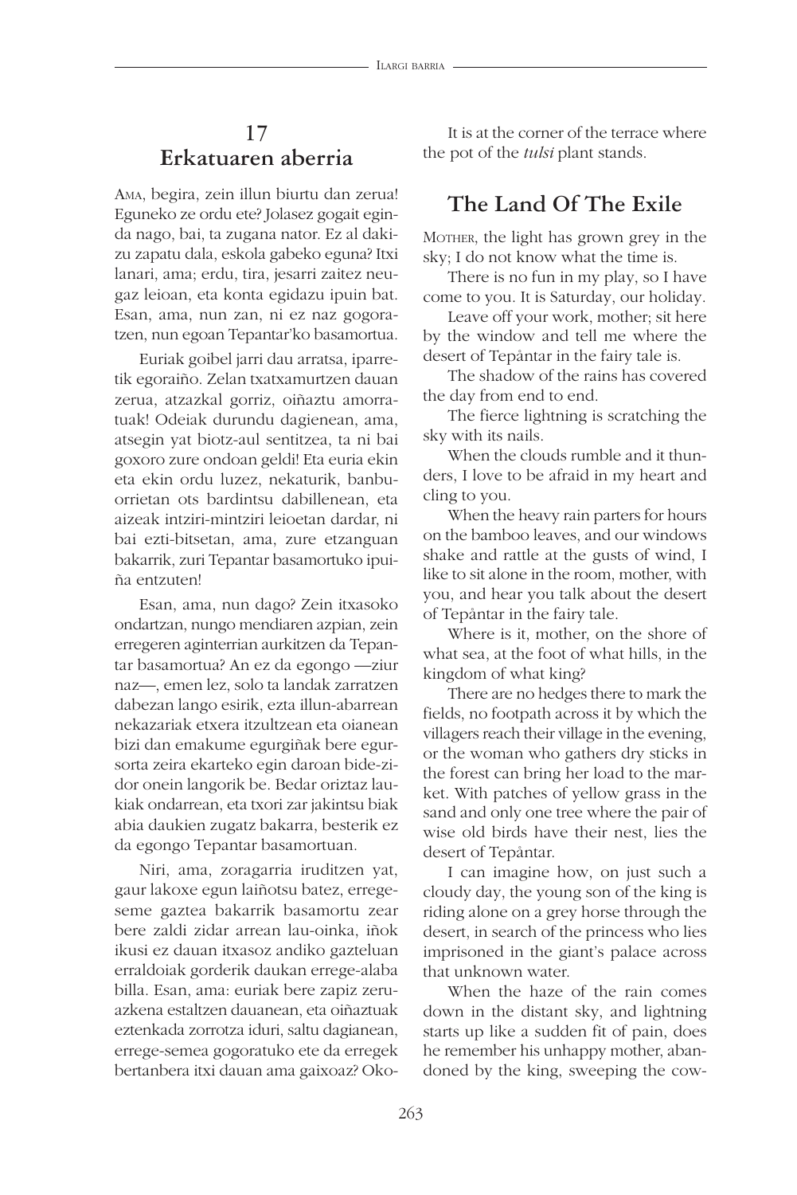## 17
## Erkatuaren aberria

Ama, begira, zein illun biurtu dan zerua! Eguneko ze ordu ete? Jolasez gogait eginda nago, bai, ta zugana nator. Ez al dakizu zapatu dala, eskola gabeko eguna? Itxi lanari, ama; erdu, tira, jesarri zaitez neugaz leioan, eta konta egidazu ipuin bat. Esan, ama, nun zan, ni ez naz gogoratzen, nun egoan Tepantar'ko basamortua.

Euriak goibel jarri dau arratsa, iparretik egoraiño. Zelan txatxamurtzen dauan zerua, atzazkal gorriz, oiñaztu amorratuak! Odeiak durundu dagienean, ama, atsegin yat biotz-aul sentitzea, ta ni bai goxoro zure ondoan geldi! Eta euria ekin eta ekin ordu luzez, nekaturik, banbu-orrietan ots bardintsu dabillenean, eta aizeak intziri-mintziri leioetan dardar, ni bai ezti-bitsetan, ama, zure etzanguan bakarrik, zuri Tepantar basamortuko ipuiña entzuten!

Esan, ama, nun dago? Zein itxasoko ondartzan, nungo mendiaren azpian, zein erregeren aginterrian aurkitzen da Tepantar basamortua? An ez da egongo —ziur naz—, emen lez, solo ta landak zarratzen dabezan lango esirik, ezta illun-abarrean nekazariak etxera itzultzean eta oianean bizi dan emakume egurgiñak bere egursorta zeira ekarteko egin daroan bide-zidor onein langorik be. Bedar oriztaz laukiak ondarrean, eta txori zar jakintsu biak abia daukien zugatz bakarra, besterik ez da egongo Tepantar basamortuan.

Niri, ama, zoragarria iruditzen yat, gaur lakoxe egun laiñotsu batez, erregeseme gaztea bakarrik basamortu zear bere zaldi zidar arrean lau-oinka, iñok ikusi ez dauan itxasoz andiko gazteluan erraldoiak gorderik daukan errege-alaba billa. Esan, ama: euriak bere zapiz zeruazkena estaltzen dauanean, eta oiñaztuak eztenkada zorrotza iduri, saltu dagianean, errege-semea gogoratuko ete da erregek bertanbera itxi dauan ama gaixoaz? Oko-

It is at the corner of the terrace where the pot of the *tulsi* plant stands.

## The Land Of The Exile

Mother, the light has grown grey in the sky; I do not know what the time is.

There is no fun in my play, so I have come to you. It is Saturday, our holiday.

Leave off your work, mother; sit here by the window and tell me where the desert of Tepåntar in the fairy tale is.

The shadow of the rains has covered the day from end to end.

The fierce lightning is scratching the sky with its nails.

When the clouds rumble and it thunders, I love to be afraid in my heart and cling to you.

When the heavy rain parters for hours on the bamboo leaves, and our windows shake and rattle at the gusts of wind, I like to sit alone in the room, mother, with you, and hear you talk about the desert of Tepåntar in the fairy tale.

Where is it, mother, on the shore of what sea, at the foot of what hills, in the kingdom of what king?

There are no hedges there to mark the fields, no footpath across it by which the villagers reach their village in the evening, or the woman who gathers dry sticks in the forest can bring her load to the market. With patches of yellow grass in the sand and only one tree where the pair of wise old birds have their nest, lies the desert of Tepåntar.

I can imagine how, on just such a cloudy day, the young son of the king is riding alone on a grey horse through the desert, in search of the princess who lies imprisoned in the giant's palace across that unknown water.

When the haze of the rain comes down in the distant sky, and lightning starts up like a sudden fit of pain, does he remember his unhappy mother, abandoned by the king, sweeping the cow-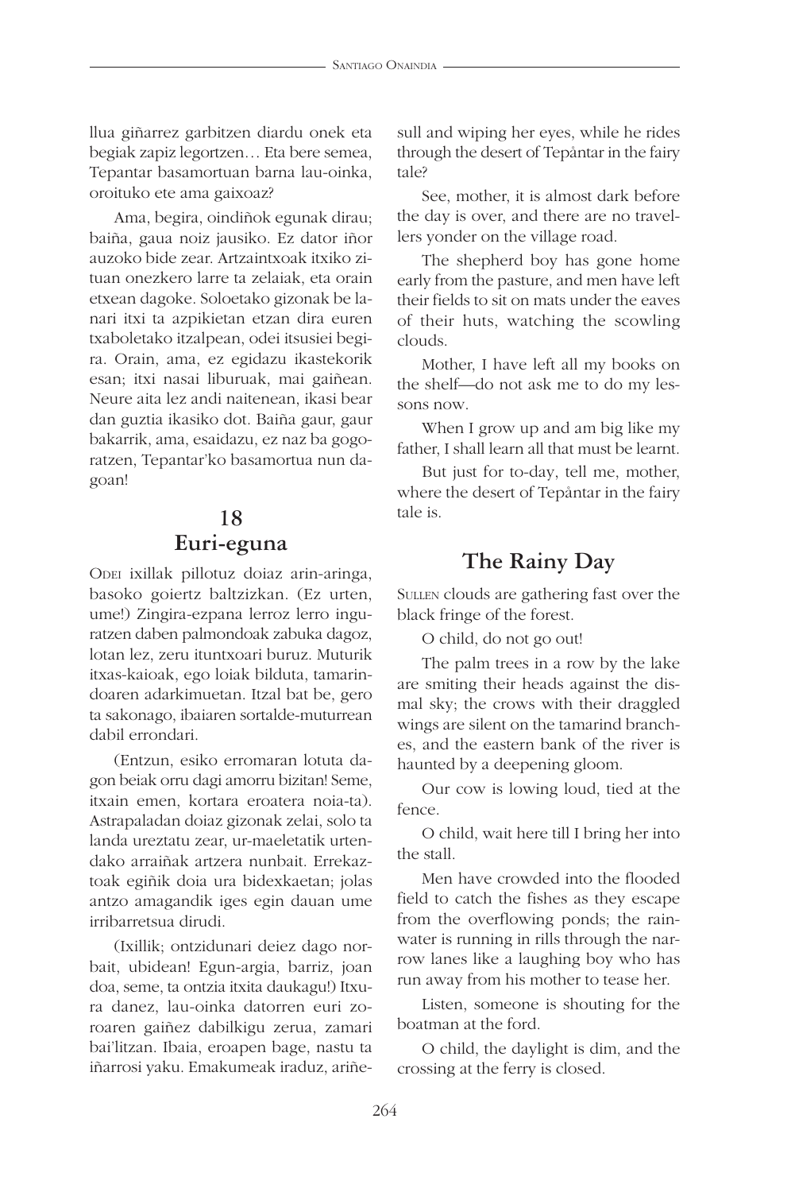llua giñarrez garbitzen diardu onek eta begiak zapiz legortzen… Eta bere semea, Tepantar basamortuan barna lau-oinka, oroituko ete ama gaixoaz?

Ama, begira, oindiñok egunak dirau; baiña, gaua noiz jausiko. Ez dator iñor auzoko bide zear. Artzaintxoak itxiko zituan onezkero larre ta zelaiak, eta orain etxean dagoke. Soloetako gizonak be lanari itxi ta azpikietan etzan dira euren txaboletako itzalpean, odei itsusiei begira. Orain, ama, ez egidazu ikastekorik esan; itxi nasai liburuak, mai gaiñean. Neure aita lez andi naitenean, ikasi bear dan guztia ikasiko dot. Baiña gaur, gaur bakarrik, ama, esaidazu, ez naz ba gogoratzen, Tepantar'ko basamortua nun dagoan!

## 18
## Euri-eguna

Odei ixillak pillotuz doiaz arin-aringa, basoko goiertz baltzizkan. (Ez urten, ume!) Zingira-ezpana lerroz lerro inguratzen daben palmondoak zabuka dagoz, lotan lez, zeru ituntxoari buruz. Muturik itxas-kaioak, ego loiak bilduta, tamarindoaren adarkimuetan. Itzal bat be, gero ta sakonago, ibaiaren sortalde-muturrean dabil errondari.

(Entzun, esiko erromaran lotuta dagon beiak orru dagi amorru bizitan! Seme, itxain emen, kortara eroatera noia-ta). Astrapaladan doiaz gizonak zelai, solo ta landa ureztatu zear, ur-maeletatik urtendako arraiñak artzera nunbait. Errekaztoak egiñik doia ura bidexkaetan; jolas antzo amagandik iges egin dauan ume irribarretsua dirudi.

(Ixillik; ontzidunari deiez dago norbait, ubidean! Egun-argia, barriz, joan doa, seme, ta ontzia itxita daukagu!) Itxura danez, lau-oinka datorren euri zoroaren gaiñez dabilkigu zerua, zamari bai'litzan. Ibaia, eroapen bage, nastu ta iñarrosi yaku. Emakumeak iraduz, ariñesull and wiping her eyes, while he rides through the desert of Tepåntar in the fairy tale?

See, mother, it is almost dark before the day is over, and there are no travellers yonder on the village road.

The shepherd boy has gone home early from the pasture, and men have left their fields to sit on mats under the eaves of their huts, watching the scowling clouds.

Mother, I have left all my books on the shelf—do not ask me to do my lessons now.

When I grow up and am big like my father, I shall learn all that must be learnt.

But just for to-day, tell me, mother, where the desert of Tepåntar in the fairy tale is.

## The Rainy Day

Sullen clouds are gathering fast over the black fringe of the forest.

O child, do not go out!

The palm trees in a row by the lake are smiting their heads against the dismal sky; the crows with their draggled wings are silent on the tamarind branches, and the eastern bank of the river is haunted by a deepening gloom.

Our cow is lowing loud, tied at the fence.

O child, wait here till I bring her into the stall.

Men have crowded into the flooded field to catch the fishes as they escape from the overflowing ponds; the rainwater is running in rills through the narrow lanes like a laughing boy who has run away from his mother to tease her.

Listen, someone is shouting for the boatman at the ford.

O child, the daylight is dim, and the crossing at the ferry is closed.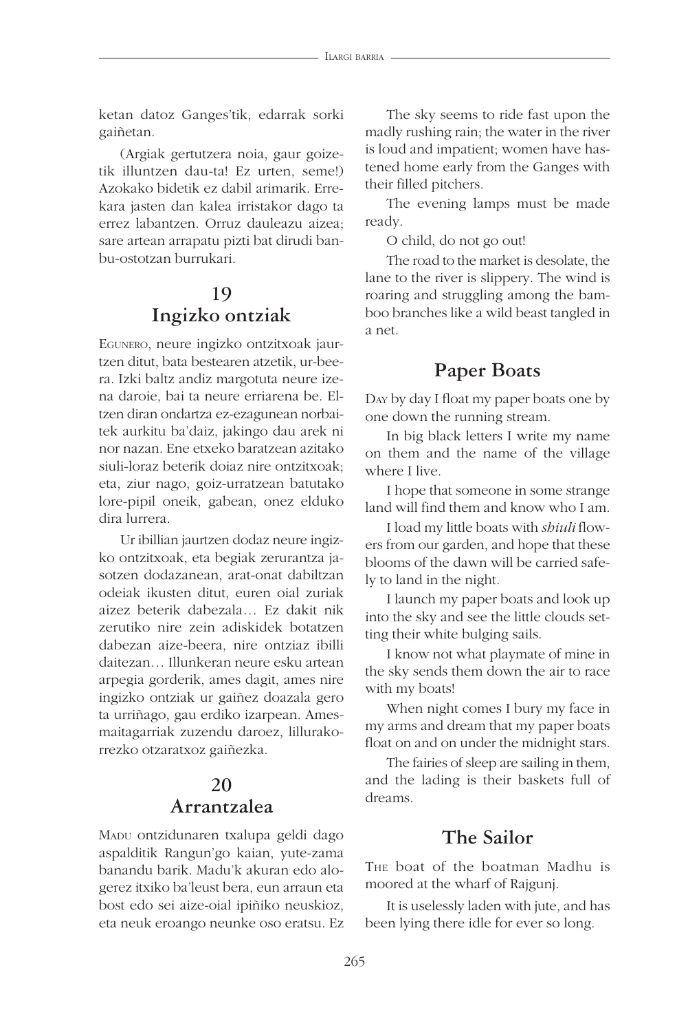ketan datoz Ganges'tik, edarrak sorki gaiñetan.

(Argiak gertutzera noia, gaur goizetik illuntzen dau-ta! Ez urten, seme!) Azokako bidetik ez dabil arimarik. Errekara jasten dan kalea irristakor dago ta errez labantzen. Orruz dauleazu aizea; sare artean arrapatu pizti bat dirudi banbu-ostotzan burrukari.

## 19
## Ingizko ontziak

EGUNERO, neure ingizko ontzitxoak jaurtzen ditut, bata bestearen atzetik, ur-beera. Izki baltz andiz margotuta neure izena daroie, bai ta neure erriarena be. Eltzen diran ondartza ez-ezagunean norbaitek aurkitu ba'daiz, jakingo dau arek ni nor nazan. Ene etxeko baratzean azitako siuli-loraz beterik doiaz nire ontzitxoak; eta, ziur nago, goiz-urratzean batutako lore-pipil oneik, gabean, onez elduko dira lurrera.

Ur ibillian jaurtzen dodaz neure ingizko ontzitxoak, eta begiak zerurantza jasotzen dodazanean, arat-onat dabiltzan odeiak ikusten ditut, euren oial zuriak aizez beterik dabezala… Ez dakit nik zerutiko nire zein adiskidek botatzen dabezan aize-beera, nire ontziaz ibilli daitezan… Illunkeran neure esku artean arpegia gorderik, ames dagit, ames nire ingizko ontziak ur gaiñez doazala gero ta urriñago, gau erdiko izarpean. Ames-maitagarriak zuzendu daroez, lillurakorrezko otzaratxoz gaiñezka.

## 20
## Arrantzalea

MADU ontzidunaren txalupa geldi dago aspalditik Rangun'go kaian, yute-zama banandu barik. Madu'k akuran edo alogerez itxiko ba'leust bera, eun arraun eta bost edo sei aize-oial ipiñiko neuskioz, eta neuk eroango neunke oso eratsu. Ez

The sky seems to ride fast upon the madly rushing rain; the water in the river is loud and impatient; women have hastened home early from the Ganges with their filled pitchers.

The evening lamps must be made ready.

O child, do not go out!

The road to the market is desolate, the lane to the river is slippery. The wind is roaring and struggling among the bamboo branches like a wild beast tangled in a net.

## Paper Boats

DAY by day I float my paper boats one by one down the running stream.

In big black letters I write my name on them and the name of the village where I live.

I hope that someone in some strange land will find them and know who I am.

I load my little boats with *shiuli* flowers from our garden, and hope that these blooms of the dawn will be carried safely to land in the night.

I launch my paper boats and look up into the sky and see the little clouds setting their white bulging sails.

I know not what playmate of mine in the sky sends them down the air to race with my boats!

When night comes I bury my face in my arms and dream that my paper boats float on and on under the midnight stars.

The fairies of sleep are sailing in them, and the lading is their baskets full of dreams.

## The Sailor

THE boat of the boatman Madhu is moored at the wharf of Rajgunj.

It is uselessly laden with jute, and has been lying there idle for ever so long.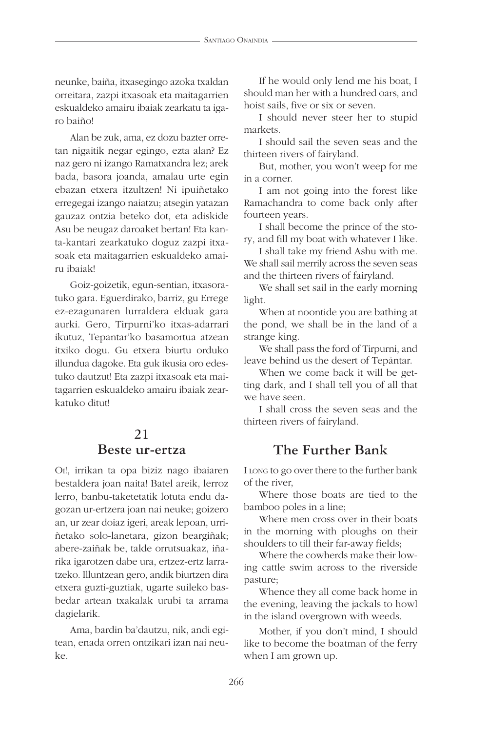neunke, baiña, itxasegingo azoka txaldan orreitara, zazpi itxasoak eta maitagarrien eskualdeko amairu ibaiak zearkatu ta igaro baiño!

Alan be zuk, ama, ez dozu bazter orretan nigaitik negar egingo, ezta alan? Ez naz gero ni izango Ramatxandra lez; arek bada, basora joanda, amalau urte egin ebazan etxera itzultzen! Ni ipuiñetako erregegai izango naiatzu; atsegin yatazan gauzaz ontzia beteko dot, eta adiskide Asu be neugaz daroaket bertan! Eta kanta-kantari zearkatuko doguz zazpi itxasoak eta maitagarrien eskualdeko amairu ibaiak!

Goiz-goizetik, egun-sentian, itxasoratuko gara. Eguerdirako, barriz, gu Errege ez-ezagunaren lurraldera elduak gara aurki. Gero, Tirpurni'ko itxas-adarrari ikutuz, Tepantar'ko basamortua atzean itxiko dogu. Gu etxera biurtu orduko illundua dagoke. Eta guk ikusia oro edestuko dautzut! Eta zazpi itxasoak eta maitagarrien eskualdeko amairu ibaiak zearkatuko ditut!

If he would only lend me his boat, I should man her with a hundred oars, and hoist sails, five or six or seven.

I should never steer her to stupid markets.

I should sail the seven seas and the thirteen rivers of fairyland.

But, mother, you won't weep for me in a corner.

I am not going into the forest like Ramachandra to come back only after fourteen years.

I shall become the prince of the story, and fill my boat with whatever I like.

I shall take my friend Ashu with me. We shall sail merrily across the seven seas and the thirteen rivers of fairyland.

We shall set sail in the early morning light.

When at noontide you are bathing at the pond, we shall be in the land of a strange king.

We shall pass the ford of Tirpurni, and leave behind us the desert of Tepåntar.

When we come back it will be getting dark, and I shall tell you of all that we have seen.

I shall cross the seven seas and the thirteen rivers of fairyland.

## 21
## Beste ur-ertza

Oi!, irrikan ta opa biziz nago ibaiaren bestaldera joan naita! Batel areik, lerroz lerro, banbu-taketetatik lotuta endu dagozan ur-ertzera joan nai neuke; goizero an, ur zear doiaz igeri, areak lepoan, urriñetako solo-lanetara, gizon beargiñak; abere-zaiñak be, talde orrutsuakaz, iñarika igarotzen dabe ura, ertzez-ertz larratzeko. Illuntzean gero, andik biurtzen dira etxera guzti-guztiak, ugarte suileko basbedar artean txakalak urubi ta arrama dagielarik.

Ama, bardin ba'dautzu, nik, andi egitean, enada orren ontzikari izan nai neuke.

## The Further Bank

I long to go over there to the further bank of the river,

Where those boats are tied to the bamboo poles in a line;

Where men cross over in their boats in the morning with ploughs on their shoulders to till their far-away fields;

Where the cowherds make their lowing cattle swim across to the riverside pasture;

Whence they all come back home in the evening, leaving the jackals to howl in the island overgrown with weeds.

Mother, if you don't mind, I should like to become the boatman of the ferry when I am grown up.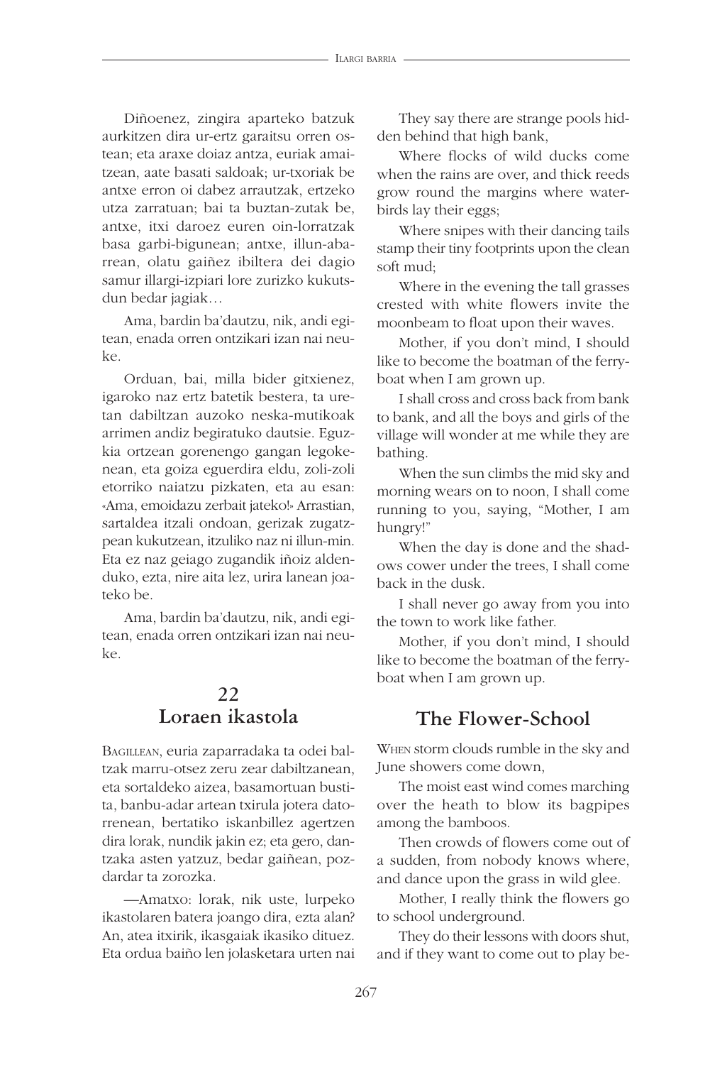Diñoenez, zingira aparteko batzuk aurkitzen dira ur-ertz garaitsu orren ostean; eta araxe doiaz antza, euriak amaitzean, aate basati saldoak; ur-txoriak be antxe erron oi dabez arrautzak, ertzeko utza zarratuan; bai ta buztan-zutak be, antxe, itxi daroez euren oin-lorratzak basa garbi-bigunean; antxe, illun-abarrean, olatu gaiñez ibiltera dei dagio samur illargi-izpiari lore zurizko kukutsdun bedar jagiak…

Ama, bardin ba'dautzu, nik, andi egitean, enada orren ontzikari izan nai neuke.

Orduan, bai, milla bider gitxienez, igaroko naz ertz batetik bestera, ta uretan dabiltzan auzoko neska-mutikoak arrimen andiz begiratuko dautsie. Eguzkia ortzean gorenengo gangan legokenean, eta goiza eguerdira eldu, zoli-zoli etorriko naiatzu pizkaten, eta au esan: «Ama, emoidazu zerbait jateko!» Arrastian, sartaldea itzali ondoan, gerizak zugatzpean kukutzean, itzuliko naz ni illun-min. Eta ez naz geiago zugandik iñoiz aldenduko, ezta, nire aita lez, urira lanean joateko be.

Ama, bardin ba'dautzu, nik, andi egitean, enada orren ontzikari izan nai neuke.

## 22
## Loraen ikastola

Bagillean, euria zaparradaka ta odei baltzak marru-otsez zeru zear dabiltzanean, eta sortaldeko aizea, basamortuan bustita, banbu-adar artean txirula jotera datorrenean, bertatiko iskanbillez agertzen dira lorak, nundik jakin ez; eta gero, dantzaka asten yatzuz, bedar gaiñean, pozdardar ta zorozka.

—Amatxo: lorak, nik uste, lurpeko ikastolaren batera joango dira, ezta alan? An, atea itxirik, ikasgaiak ikasiko dituez. Eta ordua baiño len jolasketara urten nai

They say there are strange pools hidden behind that high bank,

Where flocks of wild ducks come when the rains are over, and thick reeds grow round the margins where waterbirds lay their eggs;

Where snipes with their dancing tails stamp their tiny footprints upon the clean soft mud;

Where in the evening the tall grasses crested with white flowers invite the moonbeam to float upon their waves.

Mother, if you don't mind, I should like to become the boatman of the ferryboat when I am grown up.

I shall cross and cross back from bank to bank, and all the boys and girls of the village will wonder at me while they are bathing.

When the sun climbs the mid sky and morning wears on to noon, I shall come running to you, saying, "Mother, I am hungry!"

When the day is done and the shadows cower under the trees, I shall come back in the dusk.

I shall never go away from you into the town to work like father.

Mother, if you don't mind, I should like to become the boatman of the ferryboat when I am grown up.

## The Flower-School

When storm clouds rumble in the sky and June showers come down,

The moist east wind comes marching over the heath to blow its bagpipes among the bamboos.

Then crowds of flowers come out of a sudden, from nobody knows where, and dance upon the grass in wild glee.

Mother, I really think the flowers go to school underground.

They do their lessons with doors shut, and if they want to come out to play be-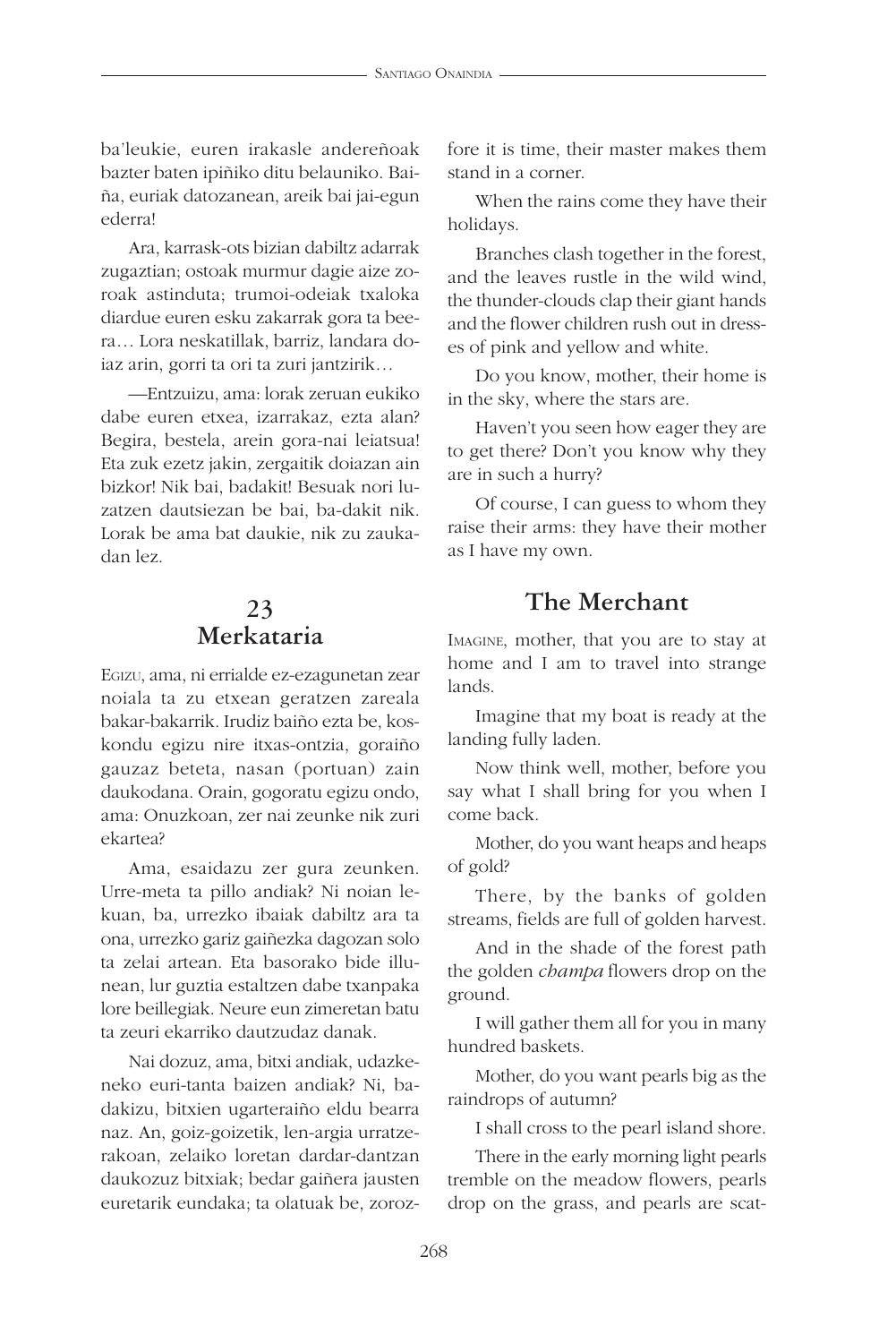ba'leukie, euren irakasle andereñoak bazter baten ipiñiko ditu belauniko. Baiña, euriak datozanean, areik bai jai-egun ederra!

Ara, karrask-ots bizian dabiltz adarrak zugaztian; ostoak murmur dagie aize zoroak astinduta; trumoi-odeiak txaloka diardue euren esku zakarrak gora ta beera… Lora neskatillak, barriz, landara doiaz arin, gorri ta ori ta zuri jantzirik…

—Entzuizu, ama: lorak zeruan eukiko dabe euren etxea, izarrakaz, ezta alan? Begira, bestela, arein gora-nai leiatsua! Eta zuk ezetz jakin, zergaitik doiazan ain bizkor! Nik bai, badakit! Besuak nori luzatzen dautsiezan be bai, ba-dakit nik. Lorak be ama bat daukie, nik zu zaukadan lez.

## 23
## Merkataria

Egizu, ama, ni errialde ez-ezagunetan zear noiala ta zu etxean geratzen zareala bakar-bakarrik. Irudiz baiño ezta be, koskondu egizu nire itxas-ontzia, goraiño gauzaz beteta, nasan (portuan) zain daukodana. Orain, gogoratu egizu ondo, ama: Onuzkoan, zer nai zeunke nik zuri ekartea?

Ama, esaidazu zer gura zeunken. Urre-meta ta pillo andiak? Ni noian lekuan, ba, urrezko ibaiak dabiltz ara ta ona, urrezko gariz gaiñezka dagozan solo ta zelai artean. Eta basorako bide illunean, lur guztia estaltzen dabe txanpaka lore beillegiak. Neure eun zimeretan batu ta zeuri ekarriko dautzudaz danak.

Nai dozuz, ama, bitxi andiak, udazkeneko euri-tanta baizen andiak? Ni, badakizu, bitxien ugarteraiño eldu bearra naz. An, goiz-goizetik, len-argia urratzerakoan, zelaiko loretan dardar-dantzan daukozuz bitxiak; bedar gaiñera jausten euretarik eundaka; ta olatuak be, zoroz-

fore it is time, their master makes them stand in a corner.

When the rains come they have their holidays.

Branches clash together in the forest, and the leaves rustle in the wild wind, the thunder-clouds clap their giant hands and the flower children rush out in dresses of pink and yellow and white.

Do you know, mother, their home is in the sky, where the stars are.

Haven't you seen how eager they are to get there? Don't you know why they are in such a hurry?

Of course, I can guess to whom they raise their arms: they have their mother as I have my own.

## The Merchant

Imagine, mother, that you are to stay at home and I am to travel into strange lands.

Imagine that my boat is ready at the landing fully laden.

Now think well, mother, before you say what I shall bring for you when I come back.

Mother, do you want heaps and heaps of gold?

There, by the banks of golden streams, fields are full of golden harvest.

And in the shade of the forest path the golden *champa* flowers drop on the ground.

I will gather them all for you in many hundred baskets.

Mother, do you want pearls big as the raindrops of autumn?

I shall cross to the pearl island shore.

There in the early morning light pearls tremble on the meadow flowers, pearls drop on the grass, and pearls are scat-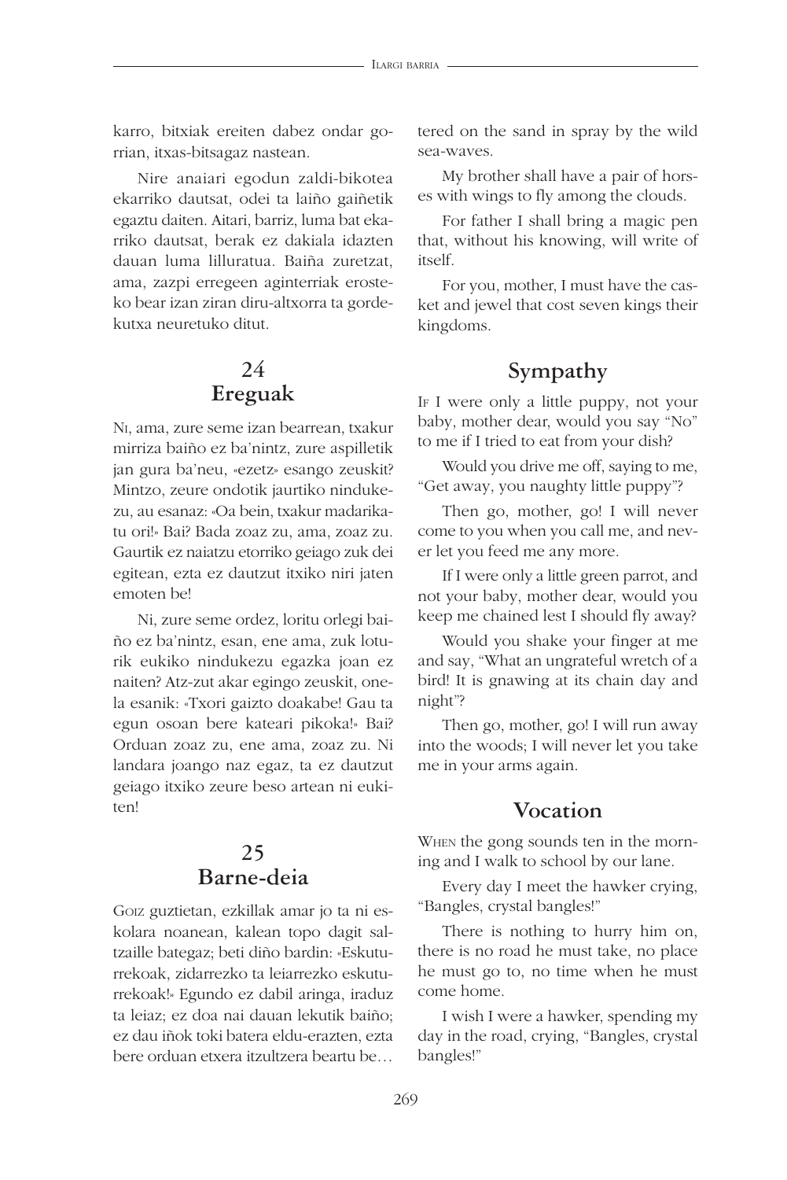karro, bitxiak ereiten dabez ondar gorrian, itxas-bitsagaz nastean.

Nire anaiari egodun zaldi-bikotea ekarriko dautsat, odei ta laiño gaiñetik egaztu daiten. Aitari, barriz, luma bat ekarriko dautsat, berak ez dakiala idazten dauan luma lilluratua. Baiña zuretzat, ama, zazpi erregeen aginterriak erosteko bear izan ziran diru-altxorra ta gordekutxa neuretuko ditut.

## 24
## Ereguak

Ni, ama, zure seme izan bearrean, txakur mirriza baiño ez ba'nintz, zure aspilletik jan gura ba'neu, «ezetz» esango zeuskit? Mintzo, zeure ondotik jaurtiko nindukezu, au esanaz: «Oa bein, txakur madarikatu ori!» Bai? Bada zoaz zu, ama, zoaz zu. Gaurtik ez naiatzu etorriko geiago zuk dei egitean, ezta ez dautzut itxiko niri jaten emoten be!

Ni, zure seme ordez, loritu orlegi baiño ez ba'nintz, esan, ene ama, zuk loturik eukiko nindukezu egazka joan ez naiten? Atz-zut akar egingo zeuskit, onela esanik: «Txori gaizto doakabe! Gau ta egun osoan bere kateari pikoka!» Bai? Orduan zoaz zu, ene ama, zoaz zu. Ni landara joango naz egaz, ta ez dautzut geiago itxiko zeure beso artean ni eukiten!

## 25
## Barne-deia

Goiz guztietan, ezkillak amar jo ta ni eskolara noanean, kalean topo dagit saltzaille bategaz; beti diño bardin: «Eskuturrekoak, zidarrezko ta leiarrezko eskuturrekoak!» Egundo ez dabil aringa, iraduz ta leiaz; ez doa nai dauan lekutik baiño; ez dau iñok toki batera eldu-erazten, ezta bere orduan etxera itzultzera beartu be…

tered on the sand in spray by the wild sea-waves.

My brother shall have a pair of horses with wings to fly among the clouds.

For father I shall bring a magic pen that, without his knowing, will write of itself.

For you, mother, I must have the casket and jewel that cost seven kings their kingdoms.

## Sympathy

If I were only a little puppy, not your baby, mother dear, would you say "No" to me if I tried to eat from your dish?

Would you drive me off, saying to me, "Get away, you naughty little puppy"?

Then go, mother, go! I will never come to you when you call me, and never let you feed me any more.

If I were only a little green parrot, and not your baby, mother dear, would you keep me chained lest I should fly away?

Would you shake your finger at me and say, "What an ungrateful wretch of a bird! It is gnawing at its chain day and night"?

Then go, mother, go! I will run away into the woods; I will never let you take me in your arms again.

## Vocation

When the gong sounds ten in the morning and I walk to school by our lane.

Every day I meet the hawker crying, "Bangles, crystal bangles!"

There is nothing to hurry him on, there is no road he must take, no place he must go to, no time when he must come home.

I wish I were a hawker, spending my day in the road, crying, "Bangles, crystal bangles!"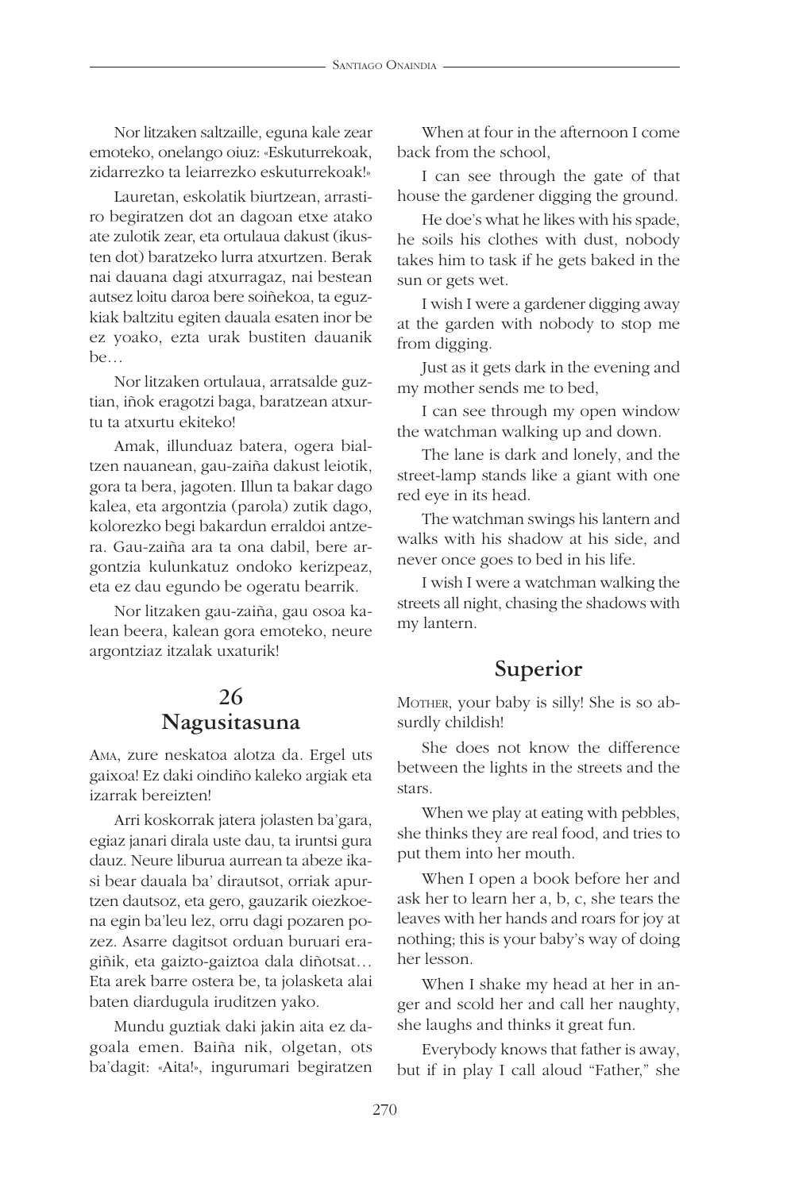Nor litzaken saltzaille, eguna kale zear emoteko, onelango oiuz: «Eskuturrekoak, zidarrezko ta leiarrezko eskuturrekoak!»

Lauretan, eskolatik biurtzean, arrastiro begiratzen dot an dagoan etxe atako ate zulotik zear, eta ortulaua dakust (ikusten dot) baratzeko lurra atxurtzen. Berak nai dauana dagi atxurragaz, nai bestean autsez loitu daroa bere soiñekoa, ta eguzkiak baltzitu egiten dauala esaten inor be ez yoako, ezta urak bustiten dauanik be…

Nor litzaken ortulaua, arratsalde guztian, iñok eragotzi baga, baratzean atxurtu ta atxurtu ekiteko!

Amak, illunduaz batera, ogera bialtzen nauanean, gau-zaiña dakust leiotik, gora ta bera, jagoten. Illun ta bakar dago kalea, eta argontzia (parola) zutik dago, kolorezko begi bakardun erraldoi antzera. Gau-zaiña ara ta ona dabil, bere argontzia kulunkatuz ondoko kerizpeaz, eta ez dau egundo be ogeratu bearrik.

Nor litzaken gau-zaiña, gau osoa kalean beera, kalean gora emoteko, neure argontziaz itzalak uxaturik!

## 26
## Nagusitasuna

Ama, zure neskatoa alotza da. Ergel uts gaixoa! Ez daki oindiño kaleko argiak eta izarrak bereizten!

Arri koskorrak jatera jolasten ba'gara, egiaz janari dirala uste dau, ta iruntsi gura dauz. Neure liburua aurrean ta abeze ikasi bear dauala ba' dirautsot, orriak apurtzen dautsoz, eta gero, gauzarik oiezkoena egin ba'leu lez, orru dagi pozaren pozez. Asarre dagitsot orduan buruari eragiñik, eta gaizto-gaiztoa dala diñotsat… Eta arek barre ostera be, ta jolasketa alai baten diardugula iruditzen yako.

Mundu guztiak daki jakin aita ez dagoala emen. Baiña nik, olgetan, ots ba'dagit: «Aita!», ingurumari begiratzen

When at four in the afternoon I come back from the school,

I can see through the gate of that house the gardener digging the ground.

He doe's what he likes with his spade, he soils his clothes with dust, nobody takes him to task if he gets baked in the sun or gets wet.

I wish I were a gardener digging away at the garden with nobody to stop me from digging.

Just as it gets dark in the evening and my mother sends me to bed,

I can see through my open window the watchman walking up and down.

The lane is dark and lonely, and the street-lamp stands like a giant with one red eye in its head.

The watchman swings his lantern and walks with his shadow at his side, and never once goes to bed in his life.

I wish I were a watchman walking the streets all night, chasing the shadows with my lantern.

## Superior

Mother, your baby is silly! She is so absurdly childish!

She does not know the difference between the lights in the streets and the stars.

When we play at eating with pebbles, she thinks they are real food, and tries to put them into her mouth.

When I open a book before her and ask her to learn her a, b, c, she tears the leaves with her hands and roars for joy at nothing; this is your baby's way of doing her lesson.

When I shake my head at her in anger and scold her and call her naughty, she laughs and thinks it great fun.

Everybody knows that father is away, but if in play I call aloud "Father," she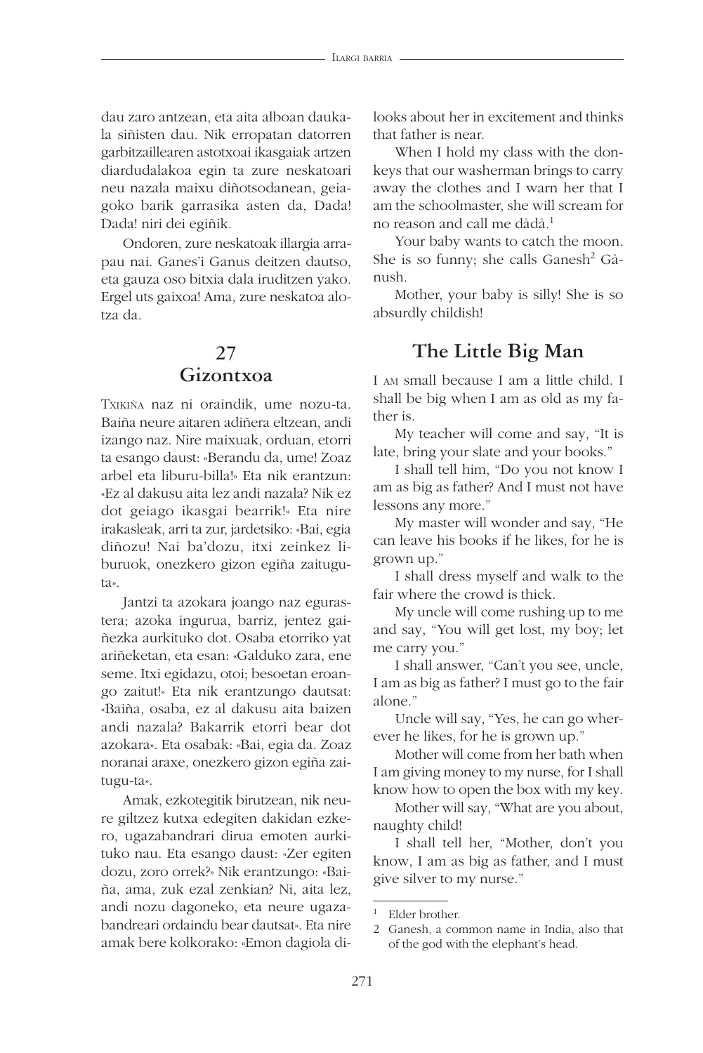dau zaro antzean, eta aita alboan daukala siñisten dau. Nik erropatan datorren garbitzaillearen astotxoai ikasgaiak artzen diardudalakoa egin ta zure neskatoari neu nazala maixu diñotsodanean, geiagoko barik garrasika asten da, Dada! Dada! niri dei egiñik.

Ondoren, zure neskatoak illargia arrapau nai. Ganes'i Ganus deitzen dautso, eta gauza oso bitxia dala iruditzen yako. Ergel uts gaixoa! Ama, zure neskatoa alotza da.

## 27
## Gizontxoa

TXIKIÑA naz ni oraindik, ume nozu-ta. Baiña neure aitaren adiñera eltzean, andi izango naz. Nire maixuak, orduan, etorri ta esango daust: «Berandu da, ume! Zoaz arbel eta liburu-billa!» Eta nik erantzun: «Ez al dakusu aita lez andi nazala? Nik ez dot geiago ikasgai bearrik!» Eta nire irakasleak, arri ta zur, jardetsiko: «Bai, egia diñozu! Nai ba'dozu, itxi zeinkez liburuok, onezkero gizon egiña zaitugu-ta».

Jantzi ta azokara joango naz egurastera; azoka ingurua, barriz, jentez gaiñezka aurkituko dot. Osaba etorriko yat ariñeketan, eta esan: «Galduko zara, ene seme. Itxi egidazu, otoi; besoetan eroango zaitut!» Eta nik erantzungo dautsat: «Baiña, osaba, ez al dakusu aita baizen andi nazala? Bakarrik etorri bear dot azokara». Eta osabak: «Bai, egia da. Zoaz noranai araxe, onezkero gizon egiña zaitugu-ta».

Amak, ezkotegitik birutzean, nik neure giltzez kutxa edegiten dakidan ezkero, ugazabandrari dirua emoten aurkituko nau. Eta esango daust: «Zer egiten dozu, zoro orrek?» Nik erantzungo: «Baiña, ama, zuk ezal zenkian? Ni, aita lez, andi nozu dagoneko, eta neure ugazabandreari ordaindu bear dautsat». Eta nire amak bere kolkorako: «Emon dagiola di-

looks about her in excitement and thinks that father is near.

When I hold my class with the donkeys that our washerman brings to carry away the clothes and I warn her that I am the schoolmaster, she will scream for no reason and call me dådå.[1]

Your baby wants to catch the moon. She is so funny; she calls Ganesh[2] Gånush.

Mother, your baby is silly! She is so absurdly childish!

## The Little Big Man

I AM small because I am a little child. I shall be big when I am as old as my father is.

My teacher will come and say, "It is late, bring your slate and your books."

I shall tell him, "Do you not know I am as big as father? And I must not have lessons any more."

My master will wonder and say, "He can leave his books if he likes, for he is grown up."

I shall dress myself and walk to the fair where the crowd is thick.

My uncle will come rushing up to me and say, "You will get lost, my boy; let me carry you."

I shall answer, "Can't you see, uncle, I am as big as father? I must go to the fair alone."

Uncle will say, "Yes, he can go wherever he likes, for he is grown up."

Mother will come from her bath when I am giving money to my nurse, for I shall know how to open the box with my key.

Mother will say, "What are you about, naughty child!

I shall tell her, "Mother, don't you know, I am as big as father, and I must give silver to my nurse."

---

[1] Elder brother.

[2] Ganesh, a common name in India, also that of the god with the elephant's head.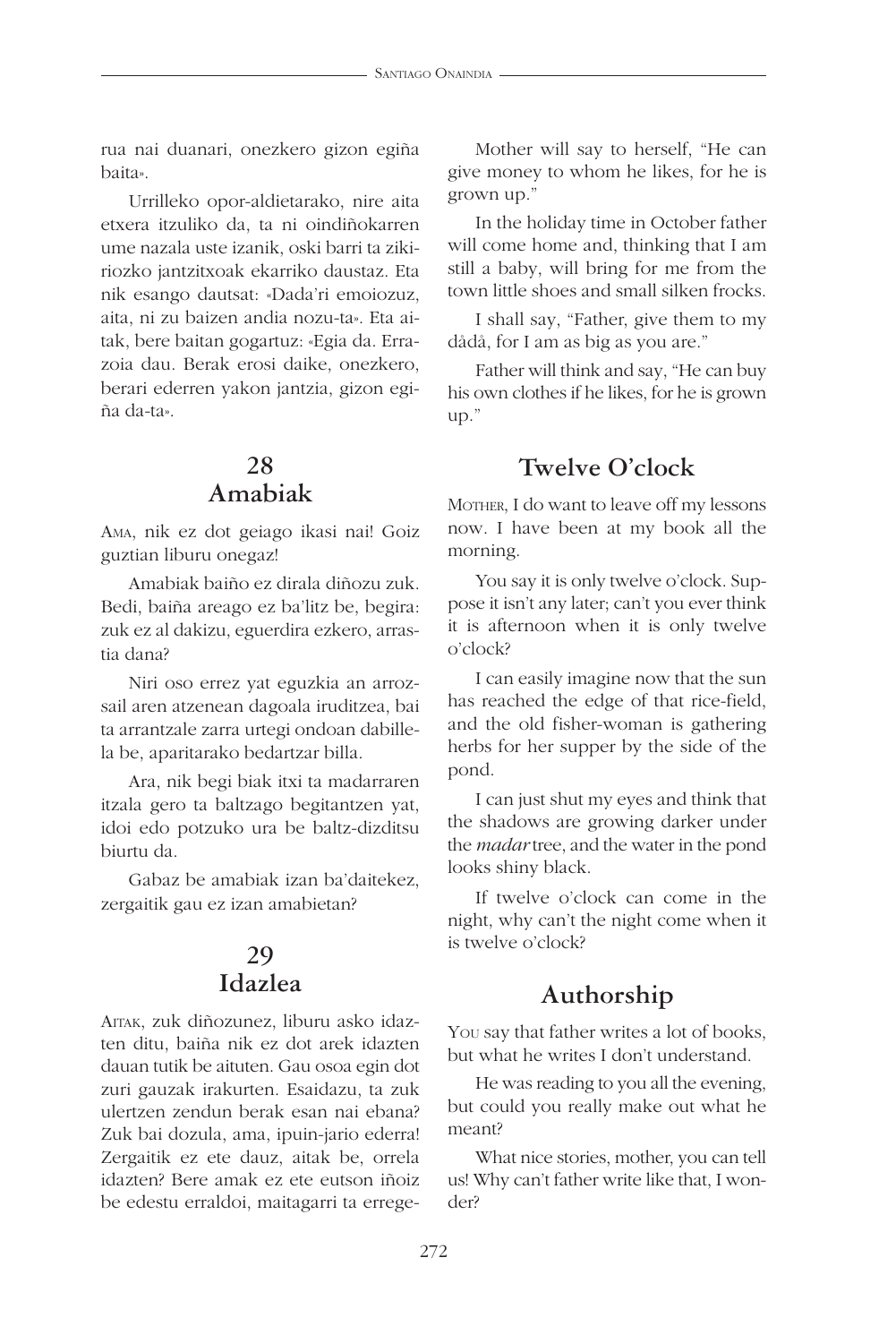rua nai duanari, onezkero gizon egiña baita».

Urrilleko opor-aldietarako, nire aita etxera itzuliko da, ta ni oindiñokarren ume nazala uste izanik, oski barri ta zikiriozko jantzitxoak ekarriko daustaz. Eta nik esango dautsat: «Dada'ri emoiozuz, aita, ni zu baizen andia nozu-ta». Eta aitak, bere baitan gogartuz: «Egia da. Errazoia dau. Berak erosi daike, onezkero, berari ederren yakon jantzia, gizon egiña da-ta».

## 28
## Amabiak

AMA, nik ez dot geiago ikasi nai! Goiz guztian liburu onegaz!

Amabiak baiño ez dirala diñozu zuk. Bedi, baiña areago ez ba'litz be, begira: zuk ez al dakizu, eguerdira ezkero, arrastia dana?

Niri oso errez yat eguzkia an arrozsail aren atzenean dagoala iruditzea, bai ta arrantzale zarra urtegi ondoan dabillela be, aparitarako bedartzar billa.

Ara, nik begi biak itxi ta madarraren itzala gero ta baltzago begitantzen yat, idoi edo potzuko ura be baltz-dizditsu biurtu da.

Gabaz be amabiak izan ba'daitekez, zergaitik gau ez izan amabietan?

## 29
## Idazlea

AITAK, zuk diñozunez, liburu asko idazten ditu, baiña nik ez dot arek idazten dauan tutik be aituten. Gau osoa egin dot zuri gauzak irakurten. Esaidazu, ta zuk ulertzen zendun berak esan nai ebana? Zuk bai dozula, ama, ipuin-jario ederra! Zergaitik ez ete dauz, aitak be, orrela idazten? Bere amak ez ete eutson iñoiz be edestu erraldoi, maitagarri ta errege-

Mother will say to herself, "He can give money to whom he likes, for he is grown up."

In the holiday time in October father will come home and, thinking that I am still a baby, will bring for me from the town little shoes and small silken frocks.

I shall say, "Father, give them to my dâdâ, for I am as big as you are."

Father will think and say, "He can buy his own clothes if he likes, for he is grown up."

## Twelve O'clock

MOTHER, I do want to leave off my lessons now. I have been at my book all the morning.

You say it is only twelve o'clock. Suppose it isn't any later; can't you ever think it is afternoon when it is only twelve o'clock?

I can easily imagine now that the sun has reached the edge of that rice-field, and the old fisher-woman is gathering herbs for her supper by the side of the pond.

I can just shut my eyes and think that the shadows are growing darker under the *madar* tree, and the water in the pond looks shiny black.

If twelve o'clock can come in the night, why can't the night come when it is twelve o'clock?

## Authorship

YOU say that father writes a lot of books, but what he writes I don't understand.

He was reading to you all the evening, but could you really make out what he meant?

What nice stories, mother, you can tell us! Why can't father write like that, I wonder?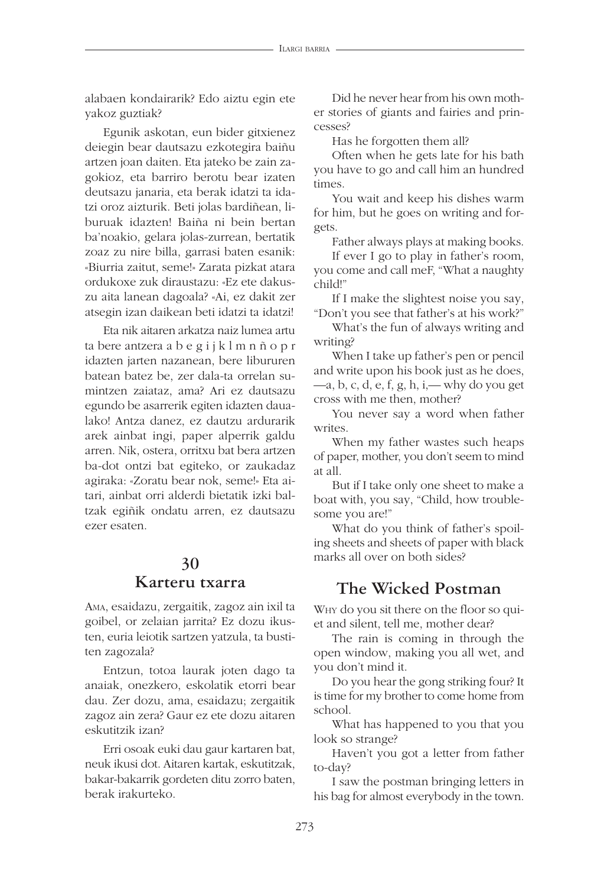alabaen kondairarik? Edo aiztu egin ete yakoz guztiak?

Egunik askotan, eun bider gitxienez deiegin bear dautsazu ezkotegira baiñu artzen joan daiten. Eta jateko be zain zagokioz, eta barriro berotu bear izaten deutsazu janaria, eta berak idatzi ta idatzi oroz aizturik. Beti jolas bardiñean, liburuak idazten! Baiña ni bein bertan ba'noakio, gelara jolas-zurrean, bertatik zoaz zu nire billa, garrasi baten esanik: «Biurria zaitut, seme!» Zarata pizkat atara ordukoxe zuk diraustazu: «Ez ete dakuszu aita lanean dagoala? «Ai, ez dakit zer atsegin izan daikean beti idatzi ta idatzi!

Eta nik aitaren arkatza naiz lumea artu ta bere antzera a b e g i j k l m n ñ o p r idazten jarten nazanean, bere liburuen batean batez be, zer dala-ta orrelan sumintzen zaiataz, ama? Ari ez dautsazu egundo be asarrerik egiten idazten daualako! Antza danez, ez dautzu ardurarik arek ainbat ingi, paper alperrik galdu arren. Nik, ostera, orritxu bat bera artzen ba-dot ontzi bat egiteko, or zaukadaz agiraka: «Zoratu bear nok, seme!» Eta aitari, ainbat orri alderdi bietatik izki baltzak egiñik ondatu arren, ez dautsazu ezer esaten.

Did he never hear from his own mother stories of giants and fairies and princesses?

Has he forgotten them all?

Often when he gets late for his bath you have to go and call him an hundred times.

You wait and keep his dishes warm for him, but he goes on writing and forgets.

Father always plays at making books.

If ever I go to play in father's room, you come and call meF, "What a naughty child!"

If I make the slightest noise you say, "Don't you see that father's at his work?"

What's the fun of always writing and writing?

When I take up father's pen or pencil and write upon his book just as he does, —a, b, c, d, e, f, g, h, i,— why do you get cross with me then, mother?

You never say a word when father writes.

When my father wastes such heaps of paper, mother, you don't seem to mind at all.

But if I take only one sheet to make a boat with, you say, "Child, how troublesome you are!"

What do you think of father's spoiling sheets and sheets of paper with black marks all over on both sides?

## 30
## Karteru txarra

Ama, esaidazu, zergaitik, zagoz ain ixil ta goibel, or zelaian jarrita? Ez dozu ikusten, euria leiotik sartzen yatzula, ta bustiten zagozala?

Entzun, totoa laurak joten dago ta anaiak, onezkero, eskolatik etorri bear dau. Zer dozu, ama, esaidazu; zergaitik zagoz ain zera? Gaur ez ete dozu aitaren eskutitzik izan?

Erri osoak euki dau gaur kartaren bat, neuk ikusi dot. Aitaren kartak, eskutitzak, bakar-bakarrik gordeten ditu zorro baten, berak irakurteko.

## The Wicked Postman

Why do you sit there on the floor so quiet and silent, tell me, mother dear?

The rain is coming in through the open window, making you all wet, and you don't mind it.

Do you hear the gong striking four? It is time for my brother to come home from school.

What has happened to you that you look so strange?

Haven't you got a letter from father to-day?

I saw the postman bringing letters in his bag for almost everybody in the town.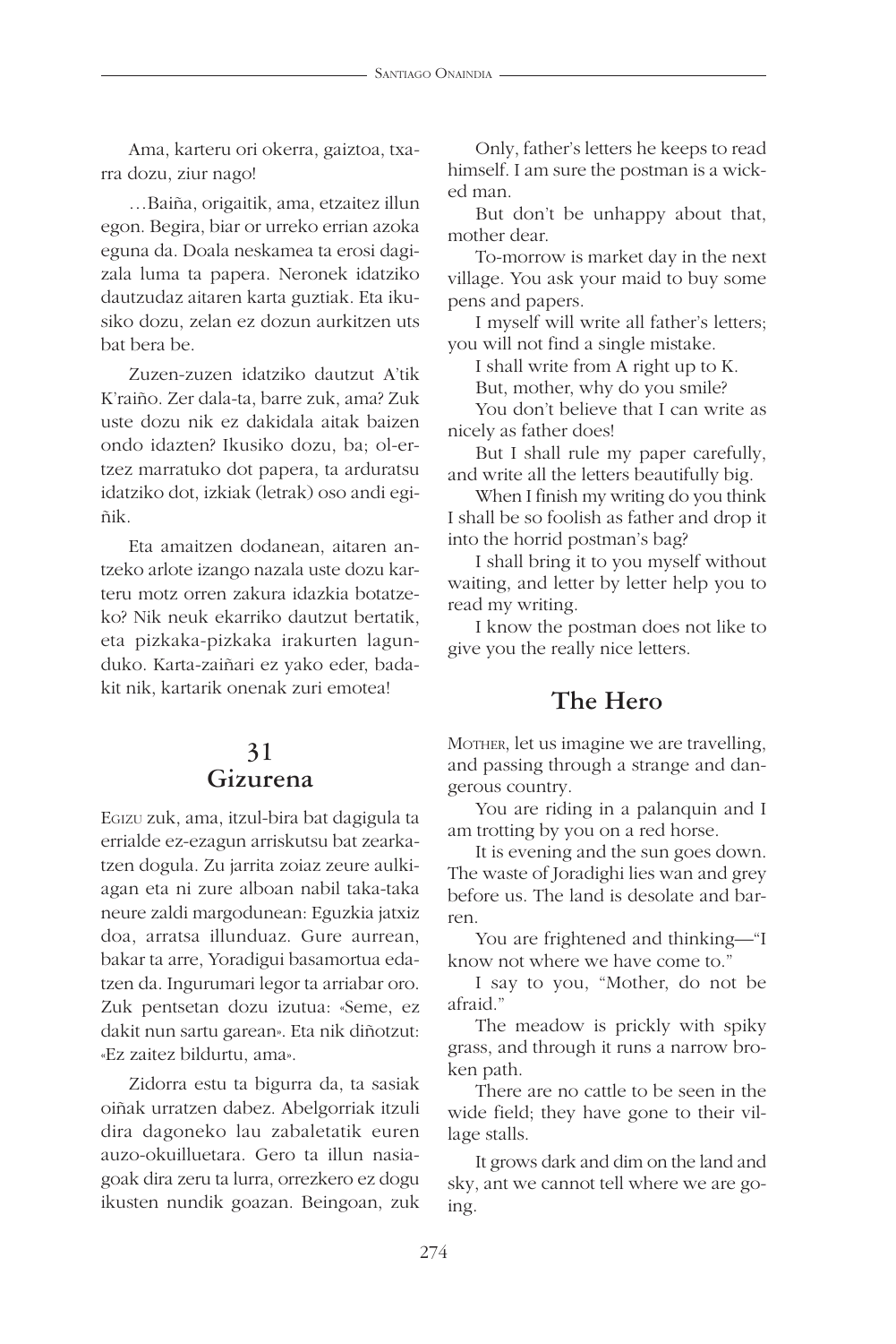Ama, karteru ori okerra, gaiztoa, txarra dozu, ziur nago!

…Baiña, origaitik, ama, etzaitez illun egon. Begira, biar or urreko errian azoka eguna da. Doala neskamea ta erosi dagizala luma ta papera. Neronek idatziko dautzudaz aitaren karta guztiak. Eta ikusiko dozu, zelan ez dozun aurkitzen uts bat bera be.

Zuzen-zuzen idatziko dautzut A'tik K'raiño. Zer dala-ta, barre zuk, ama? Zuk uste dozu nik ez dakidala aitak baizen ondo idazten? Ikusiko dozu, ba; ol-ertzez marratuko dot papera, ta arduratsu idatziko dot, izkiak (letrak) oso andi egiñik.

Eta amaitzen dodanean, aitaren antzeko arlote izango nazala uste dozu karteru motz orren zakura idazkia botatzeko? Nik neuk ekarriko dautzut bertatik, eta pizkaka-pizkaka irakurten lagunduko. Karta-zaiñari ez yako eder, badakit nik, kartarik onenak zuri emotea!

## 31
## Gizurena

EGIZU zuk, ama, itzul-bira bat dagigula ta errialde ez-ezagun arriskutsu bat zearkatzen dogula. Zu jarrita zoiaz zeure aulkiagan eta ni zure alboan nabil taka-taka neure zaldi margodunean: Eguzkia jatxiz doa, arratsa illunduaz. Gure aurrean, bakar ta arre, Yoradigui basamortua edatzen da. Ingurumari legor ta arriabar oro. Zuk pentsetan dozu izutua: «Seme, ez dakit nun sartu garean». Eta nik diñotzut: «Ez zaitez bildurtu, ama».

Zidorra estu ta bigurra da, ta sasiak oiñak urratzen dabez. Abelgorriak itzuli dira dagoneko lau zabaletatik euren auzo-okuilluetara. Gero ta illun nasiagoak dira zeru ta lurra, orrezkero ez dogu ikusten nundik goazan. Beingoan, zuk

Only, father's letters he keeps to read himself. I am sure the postman is a wicked man.

But don't be unhappy about that, mother dear.

To-morrow is market day in the next village. You ask your maid to buy some pens and papers.

I myself will write all father's letters; you will not find a single mistake.

I shall write from A right up to K.

But, mother, why do you smile?

You don't believe that I can write as nicely as father does!

But I shall rule my paper carefully, and write all the letters beautifully big.

When I finish my writing do you think I shall be so foolish as father and drop it into the horrid postman's bag?

I shall bring it to you myself without waiting, and letter by letter help you to read my writing.

I know the postman does not like to give you the really nice letters.

## The Hero

MOTHER, let us imagine we are travelling, and passing through a strange and dangerous country.

You are riding in a palanquin and I am trotting by you on a red horse.

It is evening and the sun goes down. The waste of Joradighi lies wan and grey before us. The land is desolate and barren.

You are frightened and thinking—"I know not where we have come to."

I say to you, "Mother, do not be afraid."

The meadow is prickly with spiky grass, and through it runs a narrow broken path.

There are no cattle to be seen in the wide field; they have gone to their village stalls.

It grows dark and dim on the land and sky, ant we cannot tell where we are going.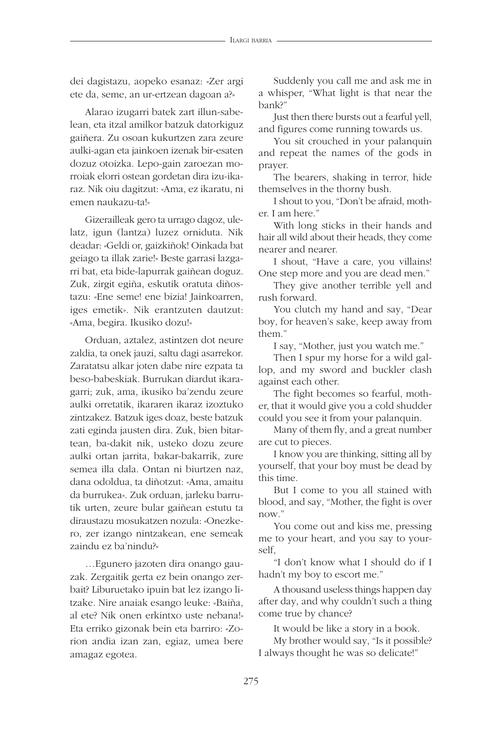dei dagistazu, aopeko esanaz: «Zer argi ete da, seme, an ur-ertzean dagoan a?»

Alarao izugarri batek zart illun-sabelean, eta itzal amilkor batzuk datorkiguz gaiñera. Zu osoan kukurtzen zara zeure aulki-agan eta jainkoen izenak bir-esaten dozuz otoizka. Lepo-gain zaroezan morroiak elorri ostean gordetan dira izu-ikaraz. Nik oiu dagitzut: «Ama, ez ikaratu, ni emen naukazu-ta!»

Gizerailleak gero ta urrago dagoz, ulelatz, igun (lantza) luzez orniduta. Nik deadar: «Geldi or, gaizkiñok! Oinkada bat geiago ta illak zarie!» Beste garrasi lazgarri bat, eta bide-lapurrak gaiñean doguz. Zuk, zirgit egiña, eskutik oratuta diñostazu: «Ene seme! ene bizia! Jainkoarren, iges emetik». Nik erantzuten dautzut: «Ama, begira. Ikusiko dozu!»

Orduan, aztalez, astintzen dot neure zaldia, ta onek jauzi, saltu dagi asarrekor. Zaratatsu alkar joten dabe nire ezpata ta beso-babeskiak. Burrukan diardut ikaragarri; zuk, ama, ikusiko ba'zendu zeure aulki orretatik, ikararen ikaraz izoztuko zintzakez. Batzuk iges doaz, beste batzuk zati eginda jausten dira. Zuk, bien bitartean, ba-dakit nik, usteko dozu zeure aulki ortan jarrita, bakar-bakarrik, zure semea illa dala. Ontan ni biurtzen naz, dana odoldua, ta diñotzut: «Ama, amaitu da burrukea». Zuk orduan, jarleku barrutik urten, zeure bular gaiñean estutu ta diraustazu mosukatzen nozula: «Onezkero, zer izango nintzakean, ene semeak zaindu ez ba'nindu?»

…Egunero jazoten dira onango gauzak. Zergaitik gerta ez bein onango zerbait? Liburuetako ipuin bat lez izango litzake. Nire anaiak esango leuke: «Baiña, al ete? Nik onen erkintxo uste nebana!» Eta erriko gizonak bein eta barriro: «Zorion andia izan zan, egiaz, umea bere amagaz egotea.

Suddenly you call me and ask me in a whisper, "What light is that near the bank?"

Just then there bursts out a fearful yell, and figures come running towards us.

You sit crouched in your palanquin and repeat the names of the gods in prayer.

The bearers, shaking in terror, hide themselves in the thorny bush.

I shout to you, "Don't be afraid, mother. I am here."

With long sticks in their hands and hair all wild about their heads, they come nearer and nearer.

I shout, "Have a care, you villains! One step more and you are dead men."

They give another terrible yell and rush forward.

You clutch my hand and say, "Dear boy, for heaven's sake, keep away from them."

I say, "Mother, just you watch me."

Then I spur my horse for a wild gallop, and my sword and buckler clash against each other.

The fight becomes so fearful, mother, that it would give you a cold shudder could you see it from your palanquin.

Many of them fly, and a great number are cut to pieces.

I know you are thinking, sitting all by yourself, that your boy must be dead by this time.

But I come to you all stained with blood, and say, "Mother, the fight is over now."

You come out and kiss me, pressing me to your heart, and you say to yourself,

"I don't know what I should do if I hadn't my boy to escort me."

A thousand useless things happen day after day, and why couldn't such a thing come true by chance?

It would be like a story in a book.

My brother would say, "Is it possible? I always thought he was so delicate!"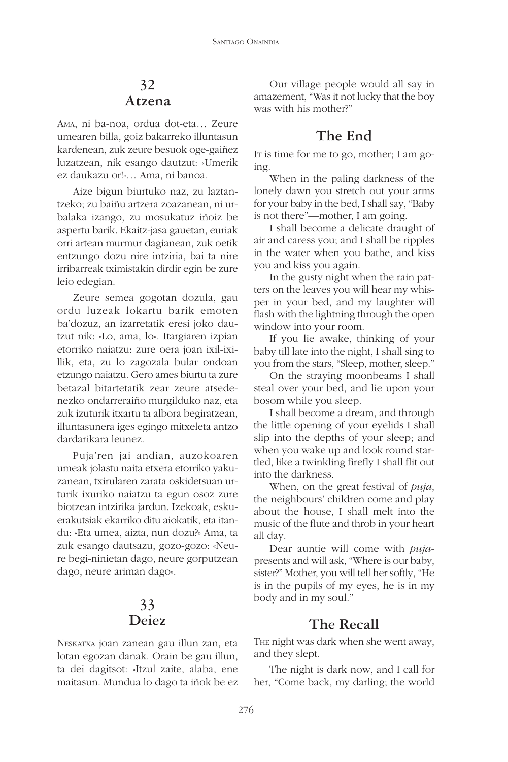## 32
## Atzena

AMA, ni ba-noa, ordua dot-eta… Zeure umearen billa, goiz bakarreko illuntasun kardenean, zuk zeure besuok oge-gaiñez luzatzean, nik esango dautzut: «Umerik ez daukazu or!»… Ama, ni banoa.

Aize bigun biurtuko naz, zu laztantzeko; zu baiñu artzera zoazanean, ni urbalaka izango, zu mosukatuz iñoiz be aspertu barik. Ekaitz-jasa gauetan, euriak orri artean murmur dagianean, zuk oetik entzungo dozu nire intziria, bai ta nire irribarreak tximistakin dirdir egin be zure leio edegian.

Zeure semea gogotan dozula, gau ordu luzeak lokartu barik emoten ba'dozuz, an izarretatik eresi joko dautzut nik: «Lo, ama, lo». Itargiaren izpian etorriko naiatzu: zure oera joan ixil-ixillik, eta, zu lo zagozala bular ondoan etzungo naiatzu. Gero ames biurtu ta zure betazal bitartetatik zear zeure atsedenezko ondarreraiño murgilduko naz, eta zuk izuturik itxartu ta albora begiratzean, illuntasunera iges egingo mitxeleta antzo dardarikara leunez.

Puja'ren jai andian, auzokoaren umeak jolastu naita etxera etorriko yakuzanean, txirularen zarata oskidetsuan urturik ixuriko naiatzu ta egun osoz zure biotzean intzirika jardun. Izekoak, eskuerakutsiak ekarriko ditu aiokatik, eta itandu: «Eta umea, aizta, nun dozu?» Ama, ta zuk esango dautsazu, gozo-gozo: «Neure begi-ninietan dago, neure gorputzean dago, neure ariman dago».

## 33
## Deiez

NESKATXA joan zanean gau illun zan, eta lotan egozan danak. Orain be gau illun, ta dei dagitsot: «Itzul zaite, alaba, ene maitasun. Mundua lo dago ta iñok be ez

Our village people would all say in amazement, "Was it not lucky that the boy was with his mother?"

## The End

IT is time for me to go, mother; I am going.

When in the paling darkness of the lonely dawn you stretch out your arms for your baby in the bed, I shall say, "Baby is not there"—mother, I am going.

I shall become a delicate draught of air and caress you; and I shall be ripples in the water when you bathe, and kiss you and kiss you again.

In the gusty night when the rain patters on the leaves you will hear my whisper in your bed, and my laughter will flash with the lightning through the open window into your room.

If you lie awake, thinking of your baby till late into the night, I shall sing to you from the stars, "Sleep, mother, sleep."

On the straying moonbeams I shall steal over your bed, and lie upon your bosom while you sleep.

I shall become a dream, and through the little opening of your eyelids I shall slip into the depths of your sleep; and when you wake up and look round startled, like a twinkling firefly I shall flit out into the darkness.

When, on the great festival of *puja*, the neighbours' children come and play about the house, I shall melt into the music of the flute and throb in your heart all day.

Dear auntie will come with *puja*-presents and will ask, "Where is our baby, sister?" Mother, you will tell her softly, "He is in the pupils of my eyes, he is in my body and in my soul."

## The Recall

THE night was dark when she went away, and they slept.

The night is dark now, and I call for her, "Come back, my darling; the world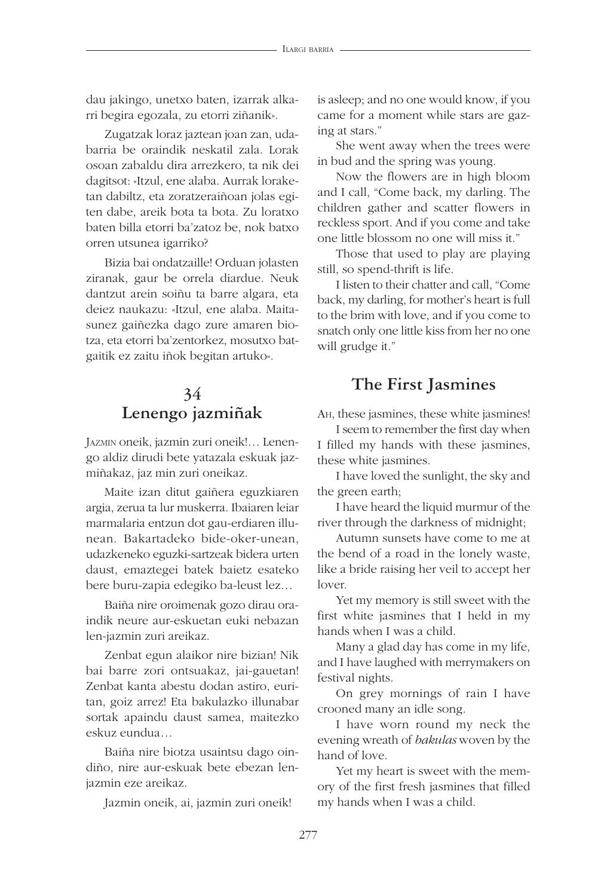dau jakingo, unetxo baten, izarrak alkarri begira egozala, zu etorri ziñanik».

Zugatzak loraz jaztean joan zan, udabarria be oraindik neskatil zala. Lorak osoan zabaldu dira arrezkero, ta nik dei dagitsot: «Itzul, ene alaba. Aurrak loraketan dabiltz, eta zoratzeraiñoan jolas egiten dabe, areik bota ta bota. Zu loratxo baten billa etorri ba'zatoz be, nok batxo orren utsunea igarriko?

Bizia bai ondatzaille! Orduan jolasten ziranak, gaur be orrela diardue. Neuk dantzut arein soiñu ta barre algara, eta deiez naukazu: «Itzul, ene alaba. Maitasunez gaiñezka dago zure amaren biotza, eta etorri ba'zentorkez, mosutxo batgaitik ez zaitu iñok begitan artuko».

## 34
## Lenengo jazmiñak

Jazmin oneik, jazmin zuri oneik!… Lenengo aldiz dirudi bete yatazala eskuak jazmiñakaz, jaz min zuri oneikaz.

Maite izan ditut gaiñera eguzkiaren argia, zerua ta lur muskerra. Ibaiaren leiar marmalaria entzun dot gau-erdiaren illunean. Bakartadeko bide-oker-unean, udazkeneko eguzki-sartzeak bidera urten daust, emaztegei batek baietz esateko bere buru-zapia edegiko ba-leust lez…

Baiña nire oroimenak gozo dirau oraindik neure aur-eskuetan euki nebazan len-jazmin zuri areikaz.

Zenbat egun alaikor nire bizian! Nik bai barre zori ontsuakaz, jai-gauetan! Zenbat kanta abestu dodan astiro, euritan, goiz arrez! Eta bakulazko illunabar sortak apaindu daust samea, maitezko eskuz eundua…

Baiña nire biotza usaintsu dago oindiño, nire aur-eskuak bete ebezan lenjazmin eze areikaz.

Jazmin oneik, ai, jazmin zuri oneik!

is asleep; and no one would know, if you came for a moment while stars are gazing at stars."

She went away when the trees were in bud and the spring was young.

Now the flowers are in high bloom and I call, "Come back, my darling. The children gather and scatter flowers in reckless sport. And if you come and take one little blossom no one will miss it."

Those that used to play are playing still, so spend-thrift is life.

I listen to their chatter and call, "Come back, my darling, for mother's heart is full to the brim with love, and if you come to snatch only one little kiss from her no one will grudge it."

## The First Jasmines

Ah, these jasmines, these white jasmines!

I seem to remember the first day when I filled my hands with these jasmines, these white jasmines.

I have loved the sunlight, the sky and the green earth;

I have heard the liquid murmur of the river through the darkness of midnight;

Autumn sunsets have come to me at the bend of a road in the lonely waste, like a bride raising her veil to accept her lover.

Yet my memory is still sweet with the first white jasmines that I held in my hands when I was a child.

Many a glad day has come in my life, and I have laughed with merrymakers on festival nights.

On grey mornings of rain I have crooned many an idle song.

I have worn round my neck the evening wreath of *bakulas* woven by the hand of love.

Yet my heart is sweet with the memory of the first fresh jasmines that filled my hands when I was a child.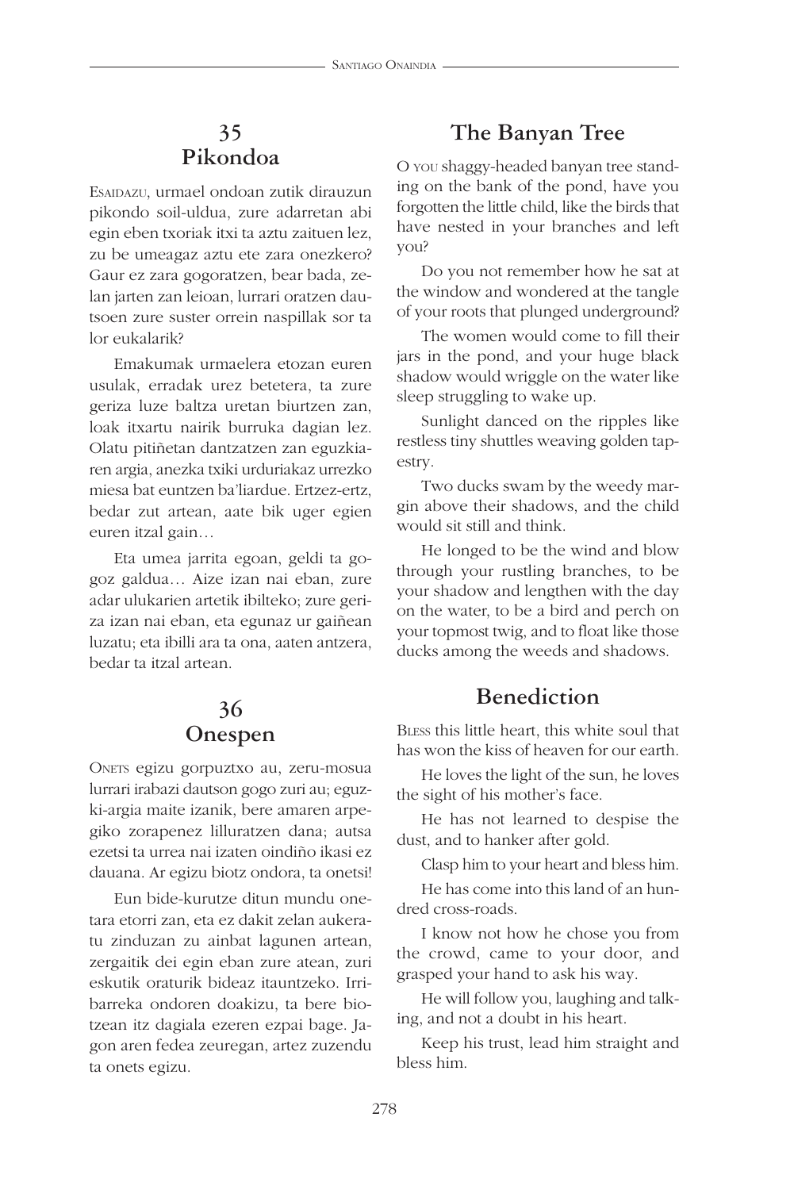## 35
## Pikondoa

Esaidazu, urmael ondoan zutik dirauzun pikondo soil-uldua, zure adarretan abi egin eben txoriak itxi ta aztu zaituen lez, zu be umeagaz aztu ete zara onezkero? Gaur ez zara gogoratzen, bear bada, zelan jarten zan leioan, lurrari oratzen dautsoen zure suster orrein naspillak sor ta lor eukalarik?

Emakumak urmaelera etozan euren usulak, erradak urez betetera, ta zure geriza luze baltza uretan biurtzen zan, loak itxartu nairik burruka dagian lez. Olatu pitiñetan dantzatzen zan eguzkiaren argia, anezka txiki urduriakaz urrezko miesa bat euntzen ba'liardue. Ertzez-ertz, bedar zut artean, aate bik uger egien euren itzal gain…

Eta umea jarrita egoan, geldi ta gogoz galdua… Aize izan nai eban, zure adar ulukarien artetik ibilteko; zure geriza izan nai eban, eta egunaz ur gaiñean luzatu; eta ibilli ara ta ona, aaten antzera, bedar ta itzal artean.

## 36
## Onespen

Onets egizu gorpuztxo au, zeru-mosua lurrari irabazi dautson gogo zuri au; eguzki-argia maite izanik, bere amaren arpegiko zorapenez lilluratzen dana; autsa ezetsi ta urrea nai izaten oindiño ikasi ez dauana. Ar egizu biotz ondora, ta onetsi!

Eun bide-kurutze ditun mundu onetara etorri zan, eta ez dakit zelan aukeratu zinduzan zu ainbat lagunen artean, zergaitik dei egin eban zure atean, zuri eskutik oraturik bideaz itauntzeko. Irribarreka ondoren doakizu, ta bere biotzean itz dagiala ezeren ezpai bage. Jagon aren fedea zeuregan, artez zuzendu ta onets egizu.

## The Banyan Tree

O you shaggy-headed banyan tree standing on the bank of the pond, have you forgotten the little child, like the birds that have nested in your branches and left you?

Do you not remember how he sat at the window and wondered at the tangle of your roots that plunged underground?

The women would come to fill their jars in the pond, and your huge black shadow would wriggle on the water like sleep struggling to wake up.

Sunlight danced on the ripples like restless tiny shuttles weaving golden tapestry.

Two ducks swam by the weedy margin above their shadows, and the child would sit still and think.

He longed to be the wind and blow through your rustling branches, to be your shadow and lengthen with the day on the water, to be a bird and perch on your topmost twig, and to float like those ducks among the weeds and shadows.

## Benediction

Bless this little heart, this white soul that has won the kiss of heaven for our earth.

He loves the light of the sun, he loves the sight of his mother's face.

He has not learned to despise the dust, and to hanker after gold.

Clasp him to your heart and bless him.

He has come into this land of an hundred cross-roads.

I know not how he chose you from the crowd, came to your door, and grasped your hand to ask his way.

He will follow you, laughing and talking, and not a doubt in his heart.

Keep his trust, lead him straight and bless him.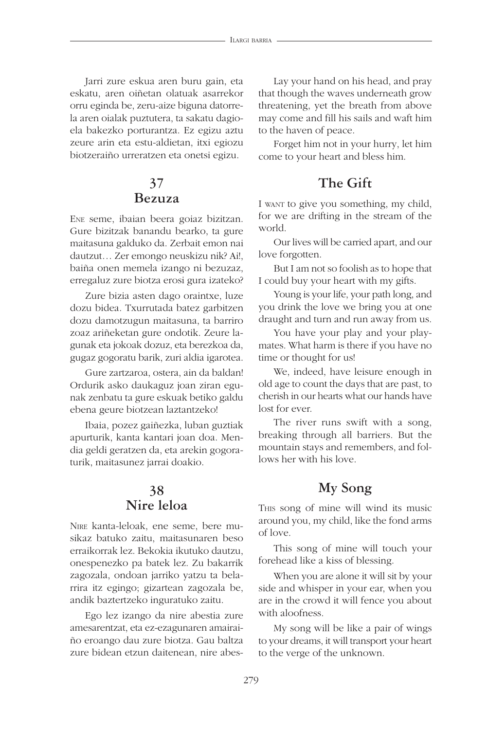Jarri zure eskua aren buru gain, eta eskatu, aren oiñetan olatuak asarrekor orru eginda be, zeru-aize biguna datorrela aren oialak puztutera, ta sakatu dagioela bakezko porturantza. Ez egizu aztu zeure arin eta estu-aldietan, itxi egiozu biotzeraiño urreratzen eta onetsi egizu.

Lay your hand on his head, and pray that though the waves underneath grow threatening, yet the breath from above may come and fill his sails and waft him to the haven of peace.

Forget him not in your hurry, let him come to your heart and bless him.

## 37
## Bezuza

ENE seme, ibaian beera goiaz bizitzan. Gure bizitzak banandu bearko, ta gure maitasuna galduko da. Zerbait emon nai dautzut… Zer emongo neuskizu nik? Ai!, baiña onen memela izango ni bezuzaz, erregaluz zure biotza erosi gura izateko?

Zure bizia asten dago oraintxe, luze dozu bidea. Txurrutada batez garbitzen dozu damotzugun maitasuna, ta barriro zoaz ariñeketan gure ondotik. Zeure lagunak eta jokoak dozuz, eta berezkoa da, gugaz gogoratu barik, zuri aldia igarotea.

Gure zartzaroa, ostera, ain da baldan! Ordurik asko daukaguz joan ziran egunak zenbatu ta gure eskuak betiko galdu ebena geure biotzean laztantzeko!

Ibaia, pozez gaiñezka, luban guztiak apurturik, kanta kantari joan doa. Mendia geldi geratzen da, eta arekin gogoraturik, maitasunez jarrai doakio.

## The Gift

I WANT to give you something, my child, for we are drifting in the stream of the world.

Our lives will be carried apart, and our love forgotten.

But I am not so foolish as to hope that I could buy your heart with my gifts.

Young is your life, your path long, and you drink the love we bring you at one draught and turn and run away from us.

You have your play and your playmates. What harm is there if you have no time or thought for us!

We, indeed, have leisure enough in old age to count the days that are past, to cherish in our hearts what our hands have lost for ever.

The river runs swift with a song, breaking through all barriers. But the mountain stays and remembers, and follows her with his love.

## 38
## Nire leloa

NIRE kanta-leloak, ene seme, bere musikaz batuko zaitu, maitasunaren beso erraikorrak lez. Bekokia ikutuko dautzu, onespenezko pa batek lez. Zu bakarrik zagozala, ondoan jarriko yatzu ta belarrira itz egingo; gizartean zagozala be, andik baztertzeko inguratuko zaitu.

Ego lez izango da nire abestia zure amesarentzat, eta ez-ezagunaren amairaiño eroango dau zure biotza. Gau baltza zure bidean etzun daitenean, nire abes-

## My Song

THIS song of mine will wind its music around you, my child, like the fond arms of love.

This song of mine will touch your forehead like a kiss of blessing.

When you are alone it will sit by your side and whisper in your ear, when you are in the crowd it will fence you about with aloofness.

My song will be like a pair of wings to your dreams, it will transport your heart to the verge of the unknown.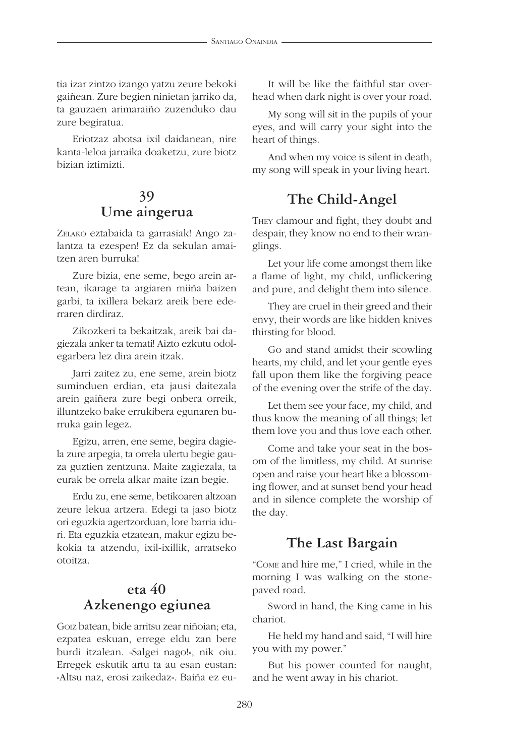tia izar zintzo izango yatzu zeure bekoki gaiñean. Zure begien ninietan jarriko da, ta gauzaen arimaraiño zuzenduko dau zure begiratua.

Eriotzaz abotsa ixil daidanean, nire kanta-leloa jarraika doaketzu, zure biotz bizian iztimizti.

## 39
## Ume aingerua

ZELAKO eztabaida ta garrasiak! Ango zalantza ta ezespen! Ez da sekulan amaitzen aren burruka!

Zure bizia, ene seme, bego arein artean, ikarage ta argiaren miiña baizen garbi, ta ixillera bekarz areik bere ederraren dirdiraz.

Zikozkeri ta bekaitzak, areik bai dagiezala anker ta temati! Aizto ezkutu odolegarbera lez dira arein itzak.

Jarri zaitez zu, ene seme, arein biotz suminduen erdian, eta jausi daitezala arein gaiñera zure begi onbera orreik, illuntzeko bake errukibera egunaren burruka gain legez.

Egizu, arren, ene seme, begira dagiela zure arpegia, ta orrela ulertu begie gauza guztien zentzuna. Maite zagiezala, ta eurak be orrela alkar maite izan begie.

Erdu zu, ene seme, betikoaren altzoan zeure lekua artzera. Edegi ta jaso biotz ori eguzkia agertzorduan, lore barria iduri. Eta eguzkia etzatean, makur egizu bekokia ta atzendu, ixil-ixillik, arratseko otoitza.

## eta 40
## Azkenengo egiunea

GOIZ batean, bide arritsu zear niñoian; eta, ezpatea eskuan, errege eldu zan bere burdi itzalean. «Salgei nago!», nik oiu. Erregek eskutik artu ta au esan eustan: «Altsu naz, erosi zaikedaz». Baiña ez eu-

It will be like the faithful star overhead when dark night is over your road.

My song will sit in the pupils of your eyes, and will carry your sight into the heart of things.

And when my voice is silent in death, my song will speak in your living heart.

## The Child-Angel

THEY clamour and fight, they doubt and despair, they know no end to their wranglings.

Let your life come amongst them like a flame of light, my child, unflickering and pure, and delight them into silence.

They are cruel in their greed and their envy, their words are like hidden knives thirsting for blood.

Go and stand amidst their scowling hearts, my child, and let your gentle eyes fall upon them like the forgiving peace of the evening over the strife of the day.

Let them see your face, my child, and thus know the meaning of all things; let them love you and thus love each other.

Come and take your seat in the bosom of the limitless, my child. At sunrise open and raise your heart like a blossoming flower, and at sunset bend your head and in silence complete the worship of the day.

## The Last Bargain

"COME and hire me," I cried, while in the morning I was walking on the stone-paved road.

Sword in hand, the King came in his chariot.

He held my hand and said, "I will hire you with my power."

But his power counted for naught, and he went away in his chariot.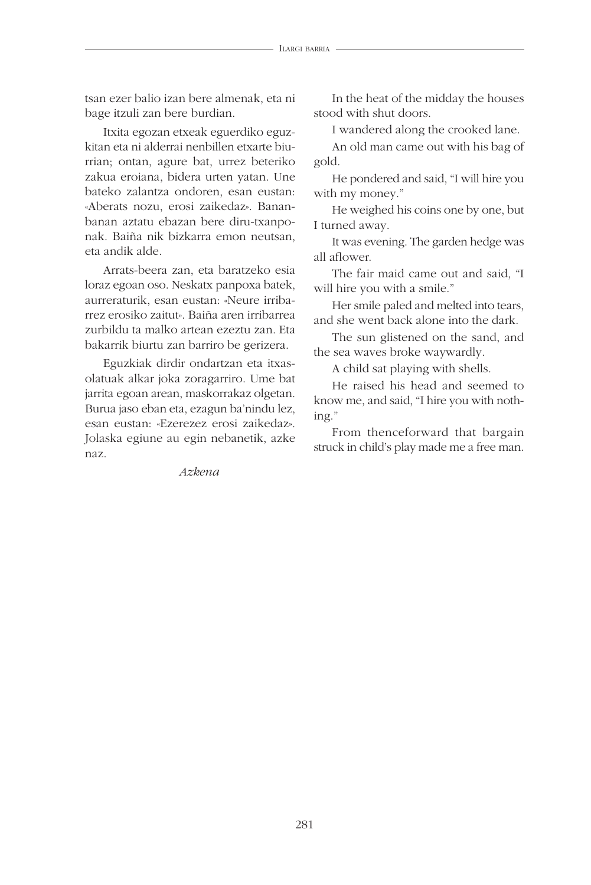tsan ezer balio izan bere almenak, eta ni bage itzuli zan bere burdian.

Itxita egozan etxeak eguerdiko eguzkitan eta ni alderrai nenbillen etxarte biurrian; ontan, agure bat, urrez beteriko zakua eroiana, bidera urten yatan. Une bateko zalantza ondoren, esan eustan: «Aberats nozu, erosi zaikedaz». Bananbanan aztatu ebazan bere diru-txanponak. Baiña nik bizkarra emon neutsan, eta andik alde.

Arrats-beera zan, eta baratzeko esia loraz egoan oso. Neskatx panpoxa batek, aurreraturik, esan eustan: «Neure irribarrez erosiko zaitut». Baiña aren irribarrea zurbildu ta malko artean ezeztu zan. Eta bakarrik biurtu zan barriro be gerizera.

Eguzkiak dirdir ondartzan eta itxasolatuak alkar joka zoragarriro. Ume bat jarrita egoan arean, maskorrakaz olgetan. Burua jaso eban eta, ezagun ba'nindu lez, esan eustan: «Ezerezez erosi zaikedaz». Jolaska egiune au egin nebanetik, azke naz.

*Azkena*

In the heat of the midday the houses stood with shut doors.

I wandered along the crooked lane.

An old man came out with his bag of gold.

He pondered and said, "I will hire you with my money."

He weighed his coins one by one, but I turned away.

It was evening. The garden hedge was all aflower.

The fair maid came out and said, "I will hire you with a smile."

Her smile paled and melted into tears, and she went back alone into the dark.

The sun glistened on the sand, and the sea waves broke waywardly.

A child sat playing with shells.

He raised his head and seemed to know me, and said, "I hire you with nothing."

From thenceforward that bargain struck in child's play made me a free man.